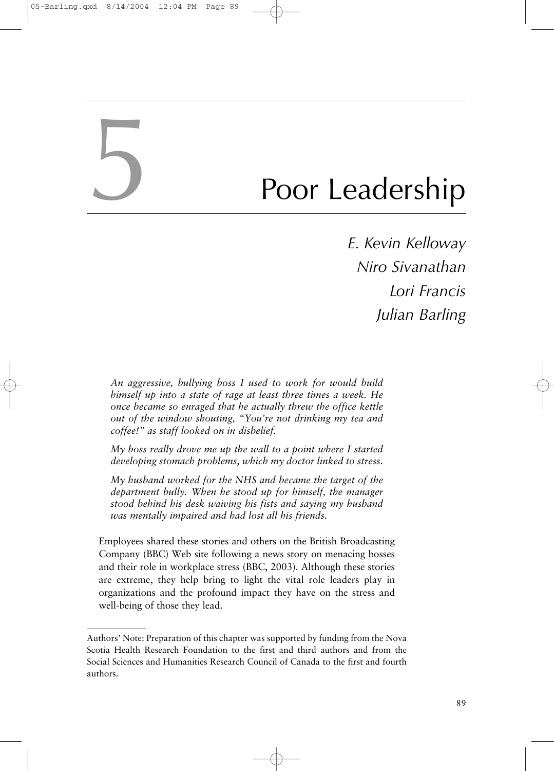# 5 Poor Leadership

*E. Kevin Kelloway*
*Niro Sivanathan*
*Lori Francis*
*Julian Barling*

> *An aggressive, bullying boss I used to work for would build himself up into a state of rage at least three times a week. He once became so enraged that he actually threw the office kettle out of the window shouting, "You're not drinking my tea and coffee!" as staff looked on in disbelief.*
>
> *My boss really drove me up the wall to a point where I started developing stomach problems, which my doctor linked to stress.*
>
> *My husband worked for the NHS and became the target of the department bully. When he stood up for himself, the manager stood behind his desk waiving his fists and saying my husband was mentally impaired and had lost all his friends.*

Employees shared these stories and others on the British Broadcasting Company (BBC) Web site following a news story on menacing bosses and their role in workplace stress (BBC, 2003). Although these stories are extreme, they help bring to light the vital role leaders play in organizations and the profound impact they have on the stress and well-being of those they lead.

---

Authors' Note: Preparation of this chapter was supported by funding from the Nova Scotia Health Research Foundation to the first and third authors and from the Social Sciences and Humanities Research Council of Canada to the first and fourth authors.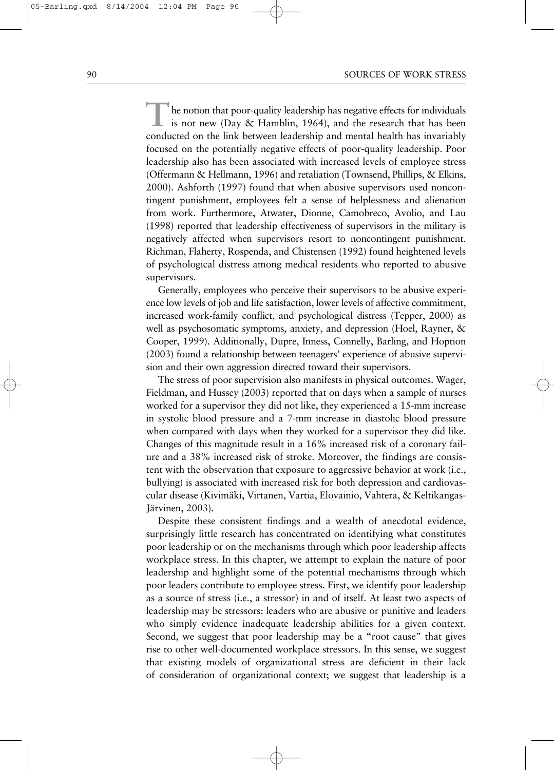The notion that poor-quality leadership has negative effects for individuals is not new (Day & Hamblin, 1964), and the research that has been conducted on the link between leadership and mental health has invariably focused on the potentially negative effects of poor-quality leadership. Poor leadership also has been associated with increased levels of employee stress (Offermann & Hellmann, 1996) and retaliation (Townsend, Phillips, & Elkins, 2000). Ashforth (1997) found that when abusive supervisors used noncontingent punishment, employees felt a sense of helplessness and alienation from work. Furthermore, Atwater, Dionne, Camobreco, Avolio, and Lau (1998) reported that leadership effectiveness of supervisors in the military is negatively affected when supervisors resort to noncontingent punishment. Richman, Flaherty, Rospenda, and Chistensen (1992) found heightened levels of psychological distress among medical residents who reported to abusive supervisors.

Generally, employees who perceive their supervisors to be abusive experience low levels of job and life satisfaction, lower levels of affective commitment, increased work-family conflict, and psychological distress (Tepper, 2000) as well as psychosomatic symptoms, anxiety, and depression (Hoel, Rayner, & Cooper, 1999). Additionally, Dupre, Inness, Connelly, Barling, and Hoption (2003) found a relationship between teenagers' experience of abusive supervision and their own aggression directed toward their supervisors.

The stress of poor supervision also manifests in physical outcomes. Wager, Fieldman, and Hussey (2003) reported that on days when a sample of nurses worked for a supervisor they did not like, they experienced a 15-mm increase in systolic blood pressure and a 7-mm increase in diastolic blood pressure when compared with days when they worked for a supervisor they did like. Changes of this magnitude result in a 16% increased risk of a coronary failure and a 38% increased risk of stroke. Moreover, the findings are consistent with the observation that exposure to aggressive behavior at work (i.e., bullying) is associated with increased risk for both depression and cardiovascular disease (Kivimäki, Virtanen, Vartia, Elovainio, Vahtera, & Keltikangas-Järvinen, 2003).

Despite these consistent findings and a wealth of anecdotal evidence, surprisingly little research has concentrated on identifying what constitutes poor leadership or on the mechanisms through which poor leadership affects workplace stress. In this chapter, we attempt to explain the nature of poor leadership and highlight some of the potential mechanisms through which poor leaders contribute to employee stress. First, we identify poor leadership as a source of stress (i.e., a stressor) in and of itself. At least two aspects of leadership may be stressors: leaders who are abusive or punitive and leaders who simply evidence inadequate leadership abilities for a given context. Second, we suggest that poor leadership may be a "root cause" that gives rise to other well-documented workplace stressors. In this sense, we suggest that existing models of organizational stress are deficient in their lack of consideration of organizational context; we suggest that leadership is a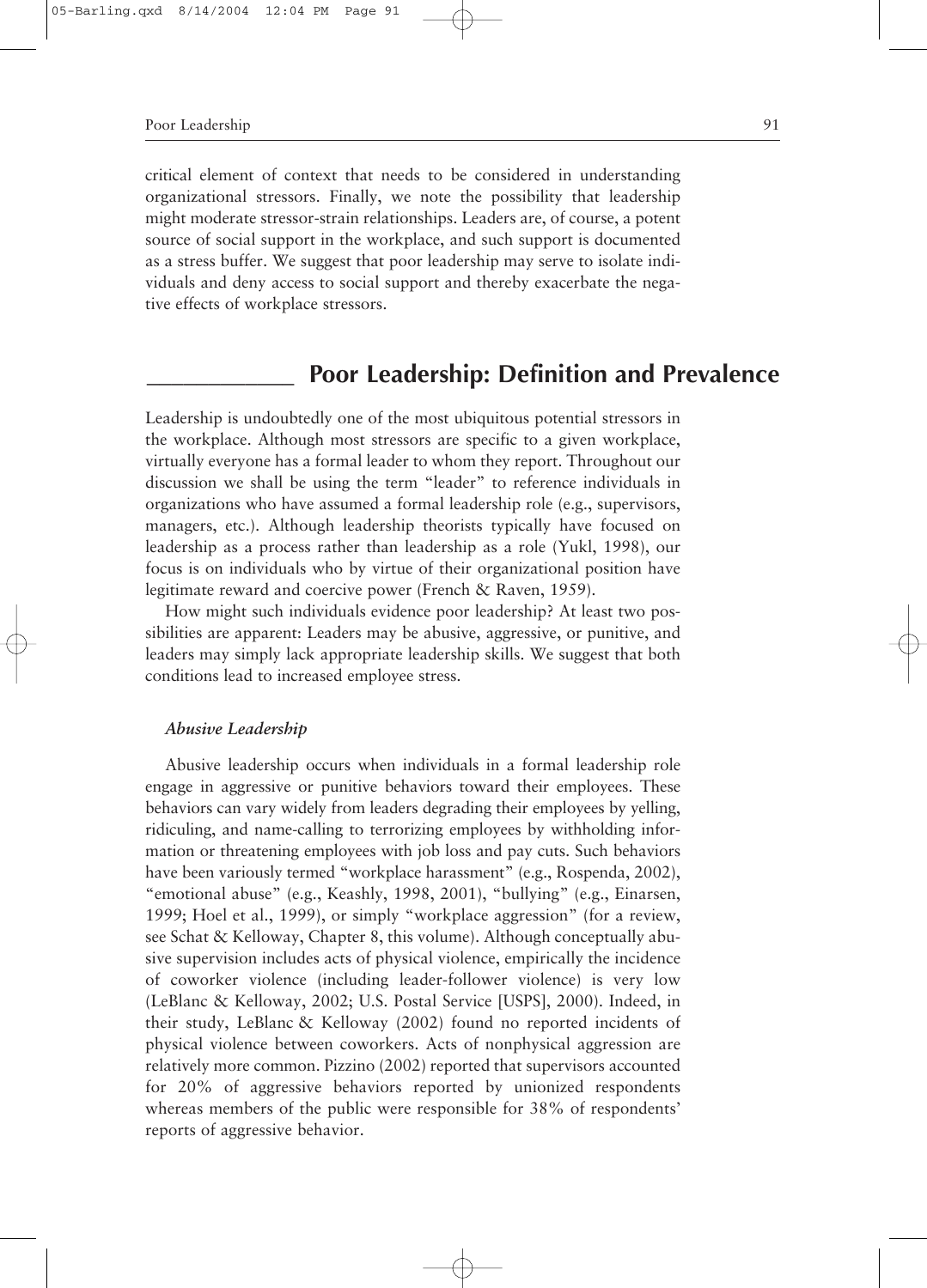critical element of context that needs to be considered in understanding organizational stressors. Finally, we note the possibility that leadership might moderate stressor-strain relationships. Leaders are, of course, a potent source of social support in the workplace, and such support is documented as a stress buffer. We suggest that poor leadership may serve to isolate individuals and deny access to social support and thereby exacerbate the negative effects of workplace stressors.

## Poor Leadership: Definition and Prevalence

Leadership is undoubtedly one of the most ubiquitous potential stressors in the workplace. Although most stressors are specific to a given workplace, virtually everyone has a formal leader to whom they report. Throughout our discussion we shall be using the term "leader" to reference individuals in organizations who have assumed a formal leadership role (e.g., supervisors, managers, etc.). Although leadership theorists typically have focused on leadership as a process rather than leadership as a role (Yukl, 1998), our focus is on individuals who by virtue of their organizational position have legitimate reward and coercive power (French & Raven, 1959).

How might such individuals evidence poor leadership? At least two possibilities are apparent: Leaders may be abusive, aggressive, or punitive, and leaders may simply lack appropriate leadership skills. We suggest that both conditions lead to increased employee stress.

### *Abusive Leadership*

Abusive leadership occurs when individuals in a formal leadership role engage in aggressive or punitive behaviors toward their employees. These behaviors can vary widely from leaders degrading their employees by yelling, ridiculing, and name-calling to terrorizing employees by withholding information or threatening employees with job loss and pay cuts. Such behaviors have been variously termed "workplace harassment" (e.g., Rospenda, 2002), "emotional abuse" (e.g., Keashly, 1998, 2001), "bullying" (e.g., Einarsen, 1999; Hoel et al., 1999), or simply "workplace aggression" (for a review, see Schat & Kelloway, Chapter 8, this volume). Although conceptually abusive supervision includes acts of physical violence, empirically the incidence of coworker violence (including leader-follower violence) is very low (LeBlanc & Kelloway, 2002; U.S. Postal Service [USPS], 2000). Indeed, in their study, LeBlanc & Kelloway (2002) found no reported incidents of physical violence between coworkers. Acts of nonphysical aggression are relatively more common. Pizzino (2002) reported that supervisors accounted for 20% of aggressive behaviors reported by unionized respondents whereas members of the public were responsible for 38% of respondents' reports of aggressive behavior.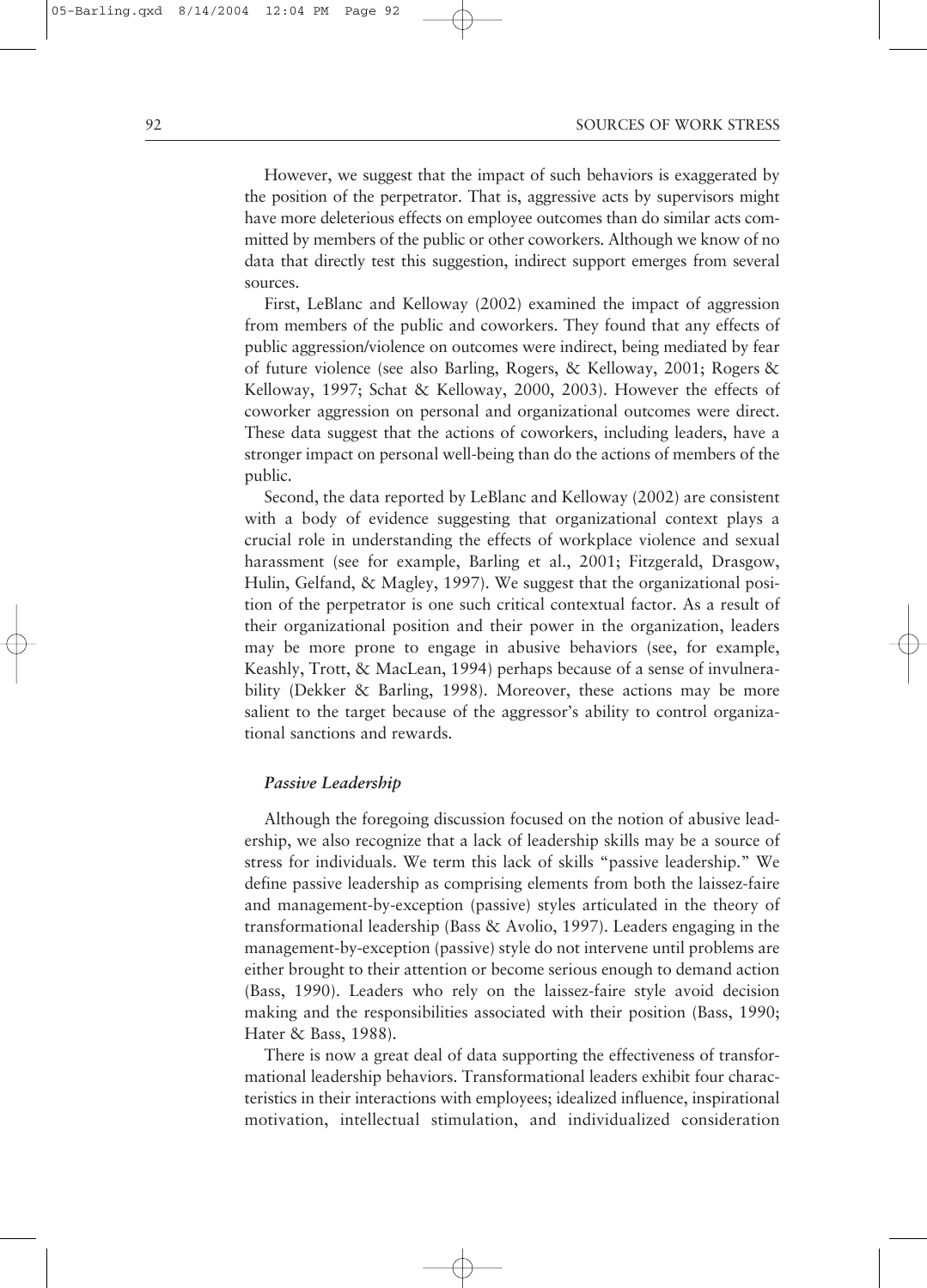However, we suggest that the impact of such behaviors is exaggerated by the position of the perpetrator. That is, aggressive acts by supervisors might have more deleterious effects on employee outcomes than do similar acts committed by members of the public or other coworkers. Although we know of no data that directly test this suggestion, indirect support emerges from several sources.

First, LeBlanc and Kelloway (2002) examined the impact of aggression from members of the public and coworkers. They found that any effects of public aggression/violence on outcomes were indirect, being mediated by fear of future violence (see also Barling, Rogers, & Kelloway, 2001; Rogers & Kelloway, 1997; Schat & Kelloway, 2000, 2003). However the effects of coworker aggression on personal and organizational outcomes were direct. These data suggest that the actions of coworkers, including leaders, have a stronger impact on personal well-being than do the actions of members of the public.

Second, the data reported by LeBlanc and Kelloway (2002) are consistent with a body of evidence suggesting that organizational context plays a crucial role in understanding the effects of workplace violence and sexual harassment (see for example, Barling et al., 2001; Fitzgerald, Drasgow, Hulin, Gelfand, & Magley, 1997). We suggest that the organizational position of the perpetrator is one such critical contextual factor. As a result of their organizational position and their power in the organization, leaders may be more prone to engage in abusive behaviors (see, for example, Keashly, Trott, & MacLean, 1994) perhaps because of a sense of invulnerability (Dekker & Barling, 1998). Moreover, these actions may be more salient to the target because of the aggressor's ability to control organizational sanctions and rewards.

### *Passive Leadership*

Although the foregoing discussion focused on the notion of abusive leadership, we also recognize that a lack of leadership skills may be a source of stress for individuals. We term this lack of skills "passive leadership." We define passive leadership as comprising elements from both the laissez-faire and management-by-exception (passive) styles articulated in the theory of transformational leadership (Bass & Avolio, 1997). Leaders engaging in the management-by-exception (passive) style do not intervene until problems are either brought to their attention or become serious enough to demand action (Bass, 1990). Leaders who rely on the laissez-faire style avoid decision making and the responsibilities associated with their position (Bass, 1990; Hater & Bass, 1988).

There is now a great deal of data supporting the effectiveness of transformational leadership behaviors. Transformational leaders exhibit four characteristics in their interactions with employees; idealized influence, inspirational motivation, intellectual stimulation, and individualized consideration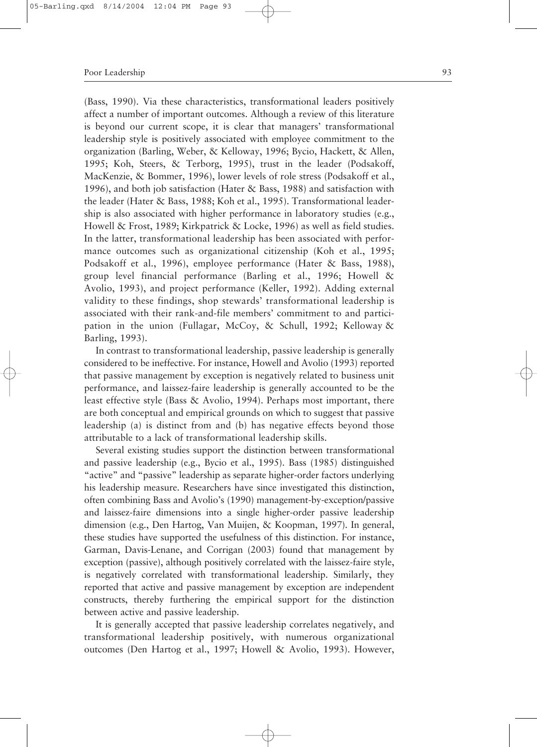(Bass, 1990). Via these characteristics, transformational leaders positively affect a number of important outcomes. Although a review of this literature is beyond our current scope, it is clear that managers' transformational leadership style is positively associated with employee commitment to the organization (Barling, Weber, & Kelloway, 1996; Bycio, Hackett, & Allen, 1995; Koh, Steers, & Terborg, 1995), trust in the leader (Podsakoff, MacKenzie, & Bommer, 1996), lower levels of role stress (Podsakoff et al., 1996), and both job satisfaction (Hater & Bass, 1988) and satisfaction with the leader (Hater & Bass, 1988; Koh et al., 1995). Transformational leadership is also associated with higher performance in laboratory studies (e.g., Howell & Frost, 1989; Kirkpatrick & Locke, 1996) as well as field studies. In the latter, transformational leadership has been associated with performance outcomes such as organizational citizenship (Koh et al., 1995; Podsakoff et al., 1996), employee performance (Hater & Bass, 1988), group level financial performance (Barling et al., 1996; Howell & Avolio, 1993), and project performance (Keller, 1992). Adding external validity to these findings, shop stewards' transformational leadership is associated with their rank-and-file members' commitment to and participation in the union (Fullagar, McCoy, & Schull, 1992; Kelloway & Barling, 1993).

In contrast to transformational leadership, passive leadership is generally considered to be ineffective. For instance, Howell and Avolio (1993) reported that passive management by exception is negatively related to business unit performance, and laissez-faire leadership is generally accounted to be the least effective style (Bass & Avolio, 1994). Perhaps most important, there are both conceptual and empirical grounds on which to suggest that passive leadership (a) is distinct from and (b) has negative effects beyond those attributable to a lack of transformational leadership skills.

Several existing studies support the distinction between transformational and passive leadership (e.g., Bycio et al., 1995). Bass (1985) distinguished "active" and "passive" leadership as separate higher-order factors underlying his leadership measure. Researchers have since investigated this distinction, often combining Bass and Avolio's (1990) management-by-exception/passive and laissez-faire dimensions into a single higher-order passive leadership dimension (e.g., Den Hartog, Van Muijen, & Koopman, 1997). In general, these studies have supported the usefulness of this distinction. For instance, Garman, Davis-Lenane, and Corrigan (2003) found that management by exception (passive), although positively correlated with the laissez-faire style, is negatively correlated with transformational leadership. Similarly, they reported that active and passive management by exception are independent constructs, thereby furthering the empirical support for the distinction between active and passive leadership.

It is generally accepted that passive leadership correlates negatively, and transformational leadership positively, with numerous organizational outcomes (Den Hartog et al., 1997; Howell & Avolio, 1993). However,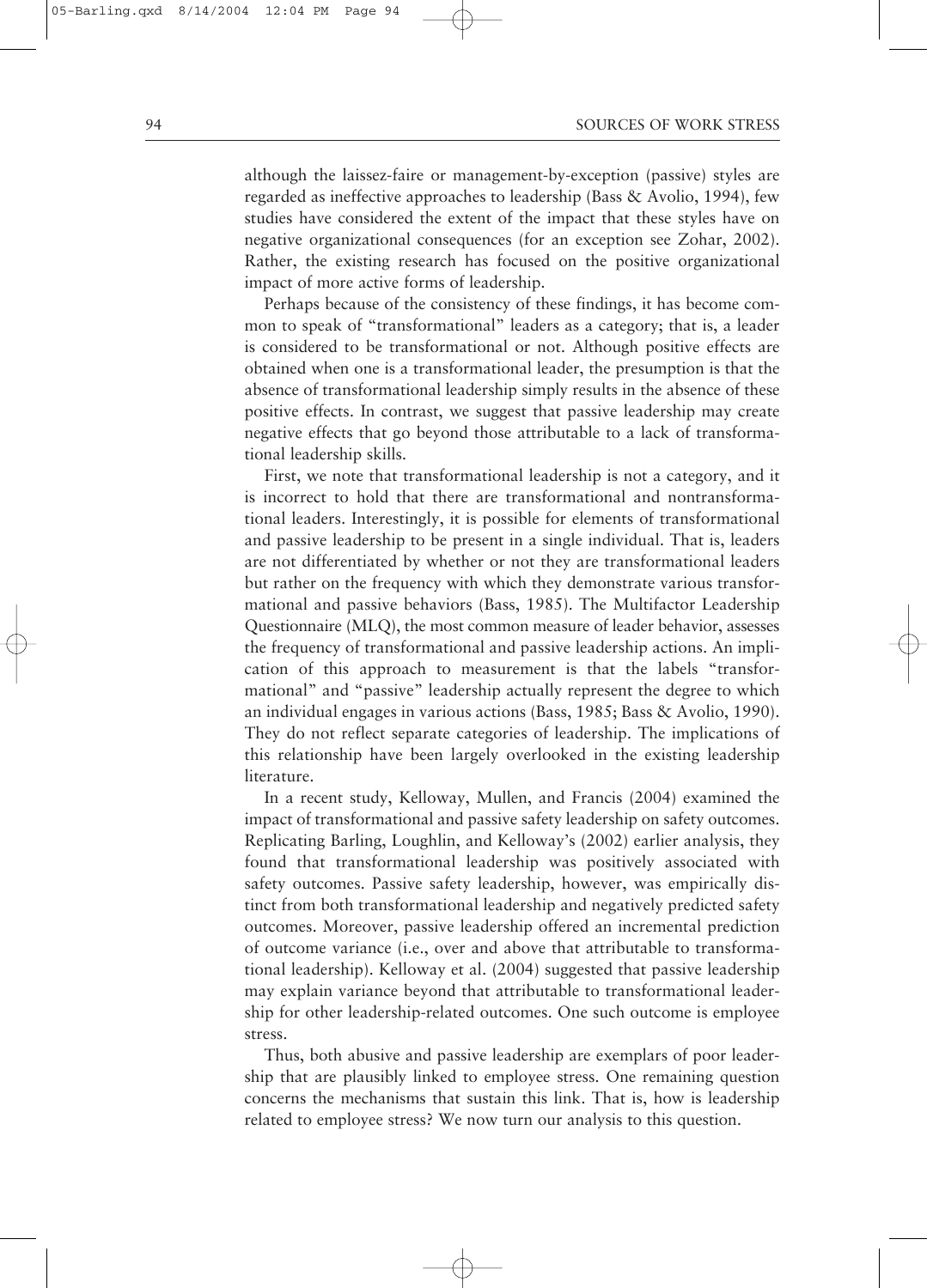although the laissez-faire or management-by-exception (passive) styles are regarded as ineffective approaches to leadership (Bass & Avolio, 1994), few studies have considered the extent of the impact that these styles have on negative organizational consequences (for an exception see Zohar, 2002). Rather, the existing research has focused on the positive organizational impact of more active forms of leadership.

Perhaps because of the consistency of these findings, it has become common to speak of "transformational" leaders as a category; that is, a leader is considered to be transformational or not. Although positive effects are obtained when one is a transformational leader, the presumption is that the absence of transformational leadership simply results in the absence of these positive effects. In contrast, we suggest that passive leadership may create negative effects that go beyond those attributable to a lack of transformational leadership skills.

First, we note that transformational leadership is not a category, and it is incorrect to hold that there are transformational and nontransformational leaders. Interestingly, it is possible for elements of transformational and passive leadership to be present in a single individual. That is, leaders are not differentiated by whether or not they are transformational leaders but rather on the frequency with which they demonstrate various transformational and passive behaviors (Bass, 1985). The Multifactor Leadership Questionnaire (MLQ), the most common measure of leader behavior, assesses the frequency of transformational and passive leadership actions. An implication of this approach to measurement is that the labels "transformational" and "passive" leadership actually represent the degree to which an individual engages in various actions (Bass, 1985; Bass & Avolio, 1990). They do not reflect separate categories of leadership. The implications of this relationship have been largely overlooked in the existing leadership literature.

In a recent study, Kelloway, Mullen, and Francis (2004) examined the impact of transformational and passive safety leadership on safety outcomes. Replicating Barling, Loughlin, and Kelloway's (2002) earlier analysis, they found that transformational leadership was positively associated with safety outcomes. Passive safety leadership, however, was empirically distinct from both transformational leadership and negatively predicted safety outcomes. Moreover, passive leadership offered an incremental prediction of outcome variance (i.e., over and above that attributable to transformational leadership). Kelloway et al. (2004) suggested that passive leadership may explain variance beyond that attributable to transformational leadership for other leadership-related outcomes. One such outcome is employee stress.

Thus, both abusive and passive leadership are exemplars of poor leadership that are plausibly linked to employee stress. One remaining question concerns the mechanisms that sustain this link. That is, how is leadership related to employee stress? We now turn our analysis to this question.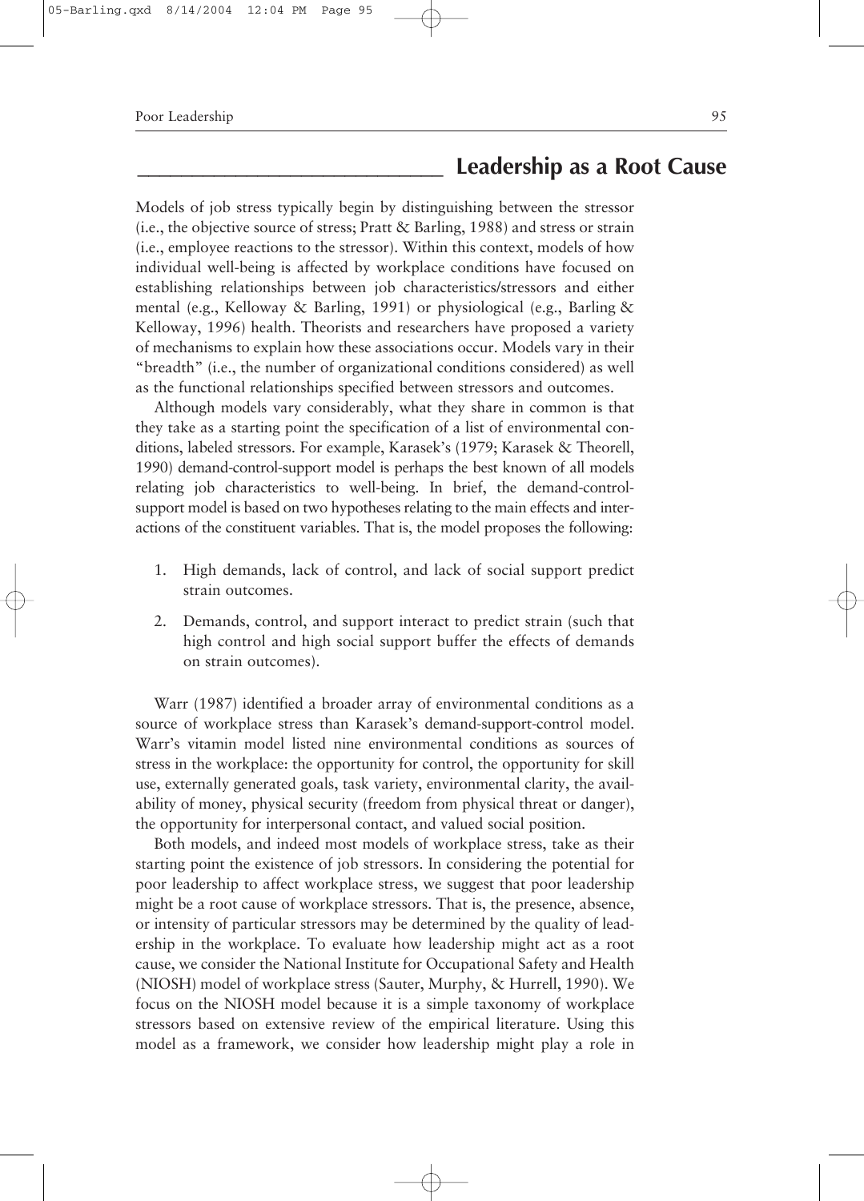## Leadership as a Root Cause

Models of job stress typically begin by distinguishing between the stressor (i.e., the objective source of stress; Pratt & Barling, 1988) and stress or strain (i.e., employee reactions to the stressor). Within this context, models of how individual well-being is affected by workplace conditions have focused on establishing relationships between job characteristics/stressors and either mental (e.g., Kelloway & Barling, 1991) or physiological (e.g., Barling & Kelloway, 1996) health. Theorists and researchers have proposed a variety of mechanisms to explain how these associations occur. Models vary in their "breadth" (i.e., the number of organizational conditions considered) as well as the functional relationships specified between stressors and outcomes.

Although models vary considerably, what they share in common is that they take as a starting point the specification of a list of environmental conditions, labeled stressors. For example, Karasek's (1979; Karasek & Theorell, 1990) demand-control-support model is perhaps the best known of all models relating job characteristics to well-being. In brief, the demand-control-support model is based on two hypotheses relating to the main effects and interactions of the constituent variables. That is, the model proposes the following:

1. High demands, lack of control, and lack of social support predict strain outcomes.
2. Demands, control, and support interact to predict strain (such that high control and high social support buffer the effects of demands on strain outcomes).

Warr (1987) identified a broader array of environmental conditions as a source of workplace stress than Karasek's demand-support-control model. Warr's vitamin model listed nine environmental conditions as sources of stress in the workplace: the opportunity for control, the opportunity for skill use, externally generated goals, task variety, environmental clarity, the availability of money, physical security (freedom from physical threat or danger), the opportunity for interpersonal contact, and valued social position.

Both models, and indeed most models of workplace stress, take as their starting point the existence of job stressors. In considering the potential for poor leadership to affect workplace stress, we suggest that poor leadership might be a root cause of workplace stressors. That is, the presence, absence, or intensity of particular stressors may be determined by the quality of leadership in the workplace. To evaluate how leadership might act as a root cause, we consider the National Institute for Occupational Safety and Health (NIOSH) model of workplace stress (Sauter, Murphy, & Hurrell, 1990). We focus on the NIOSH model because it is a simple taxonomy of workplace stressors based on extensive review of the empirical literature. Using this model as a framework, we consider how leadership might play a role in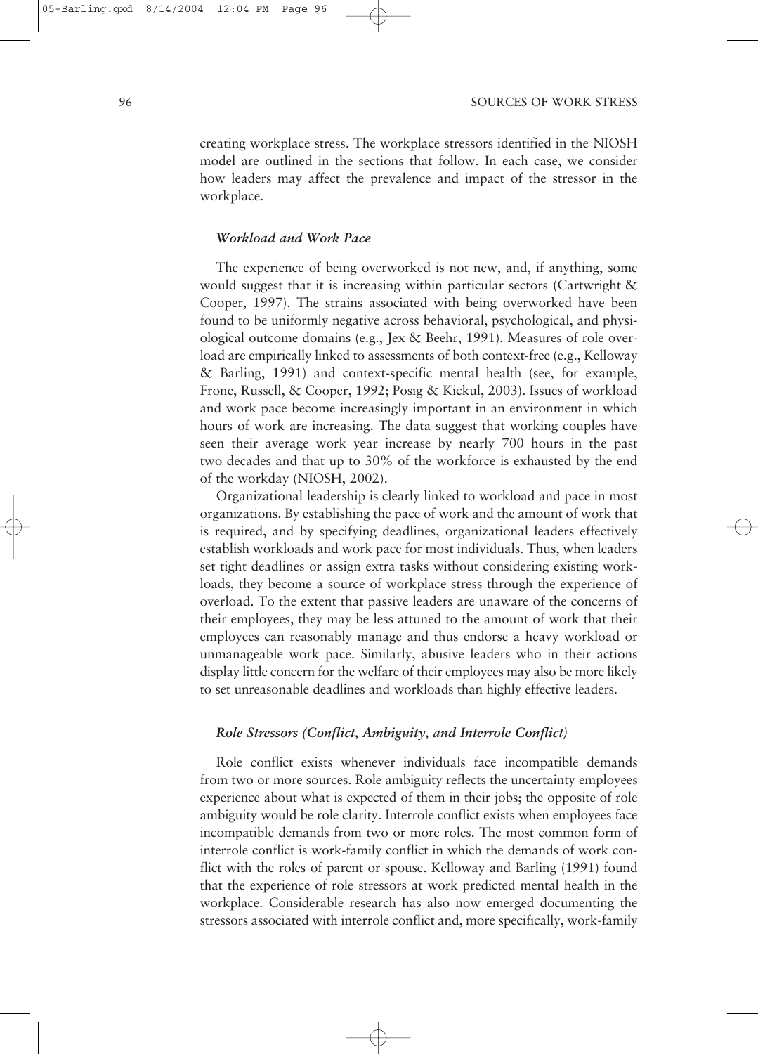creating workplace stress. The workplace stressors identified in the NIOSH model are outlined in the sections that follow. In each case, we consider how leaders may affect the prevalence and impact of the stressor in the workplace.

### *Workload and Work Pace*

The experience of being overworked is not new, and, if anything, some would suggest that it is increasing within particular sectors (Cartwright & Cooper, 1997). The strains associated with being overworked have been found to be uniformly negative across behavioral, psychological, and physiological outcome domains (e.g., Jex & Beehr, 1991). Measures of role overload are empirically linked to assessments of both context-free (e.g., Kelloway & Barling, 1991) and context-specific mental health (see, for example, Frone, Russell, & Cooper, 1992; Posig & Kickul, 2003). Issues of workload and work pace become increasingly important in an environment in which hours of work are increasing. The data suggest that working couples have seen their average work year increase by nearly 700 hours in the past two decades and that up to 30% of the workforce is exhausted by the end of the workday (NIOSH, 2002).

Organizational leadership is clearly linked to workload and pace in most organizations. By establishing the pace of work and the amount of work that is required, and by specifying deadlines, organizational leaders effectively establish workloads and work pace for most individuals. Thus, when leaders set tight deadlines or assign extra tasks without considering existing workloads, they become a source of workplace stress through the experience of overload. To the extent that passive leaders are unaware of the concerns of their employees, they may be less attuned to the amount of work that their employees can reasonably manage and thus endorse a heavy workload or unmanageable work pace. Similarly, abusive leaders who in their actions display little concern for the welfare of their employees may also be more likely to set unreasonable deadlines and workloads than highly effective leaders.

### *Role Stressors (Conflict, Ambiguity, and Interrole Conflict)*

Role conflict exists whenever individuals face incompatible demands from two or more sources. Role ambiguity reflects the uncertainty employees experience about what is expected of them in their jobs; the opposite of role ambiguity would be role clarity. Interrole conflict exists when employees face incompatible demands from two or more roles. The most common form of interrole conflict is work-family conflict in which the demands of work conflict with the roles of parent or spouse. Kelloway and Barling (1991) found that the experience of role stressors at work predicted mental health in the workplace. Considerable research has also now emerged documenting the stressors associated with interrole conflict and, more specifically, work-family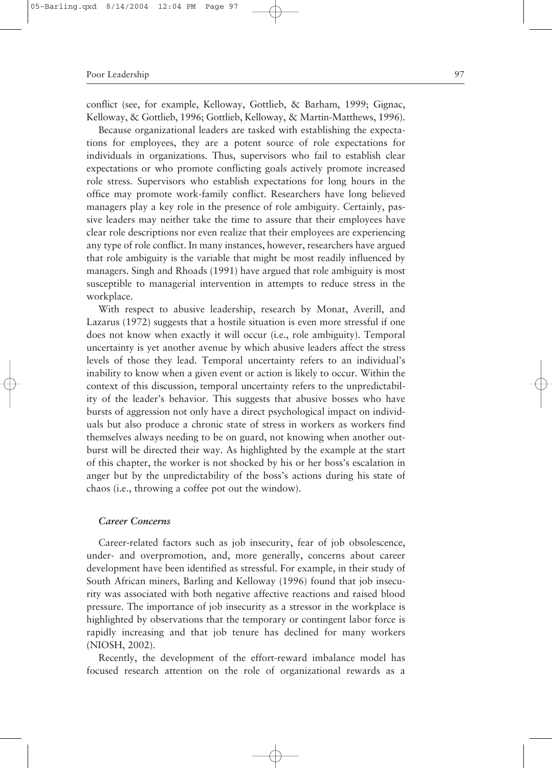conflict (see, for example, Kelloway, Gottlieb, & Barham, 1999; Gignac, Kelloway, & Gottlieb, 1996; Gottlieb, Kelloway, & Martin-Matthews, 1996).

Because organizational leaders are tasked with establishing the expectations for employees, they are a potent source of role expectations for individuals in organizations. Thus, supervisors who fail to establish clear expectations or who promote conflicting goals actively promote increased role stress. Supervisors who establish expectations for long hours in the office may promote work-family conflict. Researchers have long believed managers play a key role in the presence of role ambiguity. Certainly, passive leaders may neither take the time to assure that their employees have clear role descriptions nor even realize that their employees are experiencing any type of role conflict. In many instances, however, researchers have argued that role ambiguity is the variable that might be most readily influenced by managers. Singh and Rhoads (1991) have argued that role ambiguity is most susceptible to managerial intervention in attempts to reduce stress in the workplace.

With respect to abusive leadership, research by Monat, Averill, and Lazarus (1972) suggests that a hostile situation is even more stressful if one does not know when exactly it will occur (i.e., role ambiguity). Temporal uncertainty is yet another avenue by which abusive leaders affect the stress levels of those they lead. Temporal uncertainty refers to an individual's inability to know when a given event or action is likely to occur. Within the context of this discussion, temporal uncertainty refers to the unpredictability of the leader's behavior. This suggests that abusive bosses who have bursts of aggression not only have a direct psychological impact on individuals but also produce a chronic state of stress in workers as workers find themselves always needing to be on guard, not knowing when another outburst will be directed their way. As highlighted by the example at the start of this chapter, the worker is not shocked by his or her boss's escalation in anger but by the unpredictability of the boss's actions during his state of chaos (i.e., throwing a coffee pot out the window).

### *Career Concerns*

Career-related factors such as job insecurity, fear of job obsolescence, under- and overpromotion, and, more generally, concerns about career development have been identified as stressful. For example, in their study of South African miners, Barling and Kelloway (1996) found that job insecurity was associated with both negative affective reactions and raised blood pressure. The importance of job insecurity as a stressor in the workplace is highlighted by observations that the temporary or contingent labor force is rapidly increasing and that job tenure has declined for many workers (NIOSH, 2002).

Recently, the development of the effort-reward imbalance model has focused research attention on the role of organizational rewards as a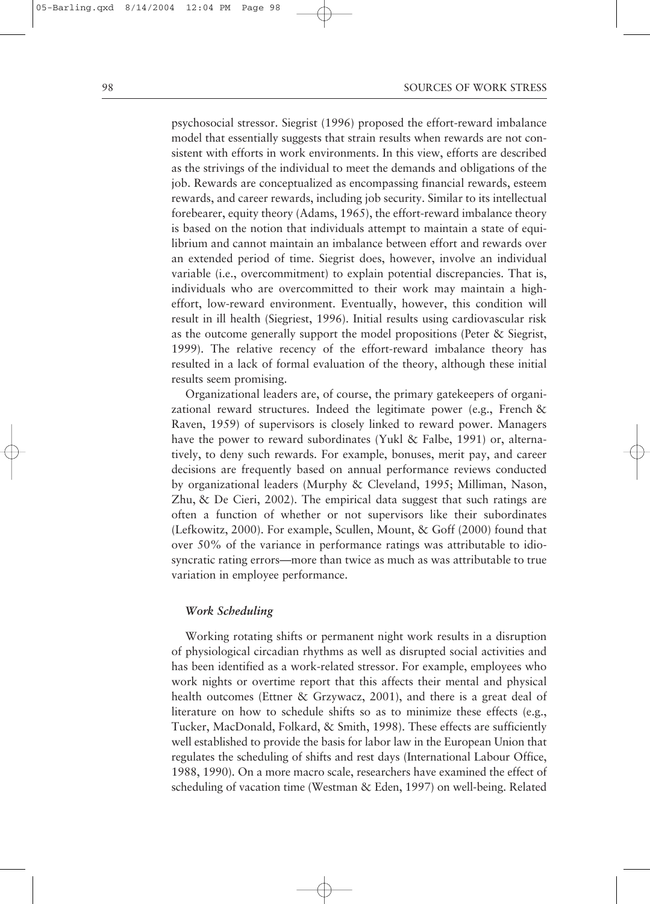psychosocial stressor. Siegrist (1996) proposed the effort-reward imbalance model that essentially suggests that strain results when rewards are not consistent with efforts in work environments. In this view, efforts are described as the strivings of the individual to meet the demands and obligations of the job. Rewards are conceptualized as encompassing financial rewards, esteem rewards, and career rewards, including job security. Similar to its intellectual forebearer, equity theory (Adams, 1965), the effort-reward imbalance theory is based on the notion that individuals attempt to maintain a state of equilibrium and cannot maintain an imbalance between effort and rewards over an extended period of time. Siegrist does, however, involve an individual variable (i.e., overcommitment) to explain potential discrepancies. That is, individuals who are overcommitted to their work may maintain a high-effort, low-reward environment. Eventually, however, this condition will result in ill health (Siegriest, 1996). Initial results using cardiovascular risk as the outcome generally support the model propositions (Peter & Siegrist, 1999). The relative recency of the effort-reward imbalance theory has resulted in a lack of formal evaluation of the theory, although these initial results seem promising.

Organizational leaders are, of course, the primary gatekeepers of organizational reward structures. Indeed the legitimate power (e.g., French & Raven, 1959) of supervisors is closely linked to reward power. Managers have the power to reward subordinates (Yukl & Falbe, 1991) or, alternatively, to deny such rewards. For example, bonuses, merit pay, and career decisions are frequently based on annual performance reviews conducted by organizational leaders (Murphy & Cleveland, 1995; Milliman, Nason, Zhu, & De Cieri, 2002). The empirical data suggest that such ratings are often a function of whether or not supervisors like their subordinates (Lefkowitz, 2000). For example, Scullen, Mount, & Goff (2000) found that over 50% of the variance in performance ratings was attributable to idiosyncratic rating errors—more than twice as much as was attributable to true variation in employee performance.

### *Work Scheduling*

Working rotating shifts or permanent night work results in a disruption of physiological circadian rhythms as well as disrupted social activities and has been identified as a work-related stressor. For example, employees who work nights or overtime report that this affects their mental and physical health outcomes (Ettner & Grzywacz, 2001), and there is a great deal of literature on how to schedule shifts so as to minimize these effects (e.g., Tucker, MacDonald, Folkard, & Smith, 1998). These effects are sufficiently well established to provide the basis for labor law in the European Union that regulates the scheduling of shifts and rest days (International Labour Office, 1988, 1990). On a more macro scale, researchers have examined the effect of scheduling of vacation time (Westman & Eden, 1997) on well-being. Related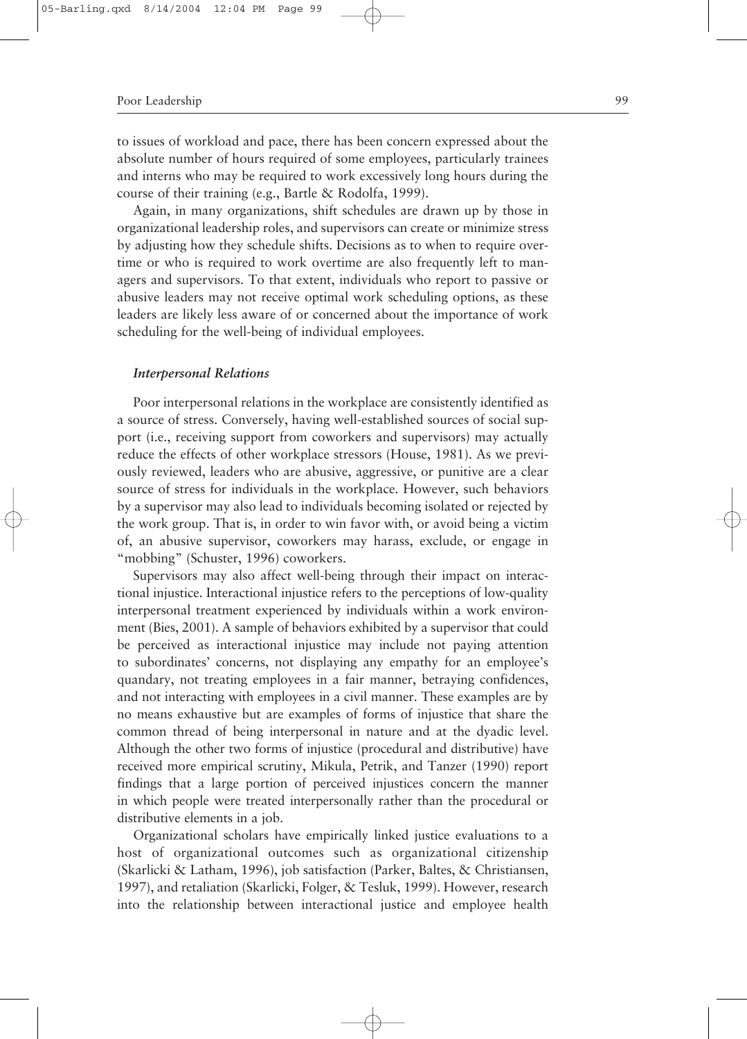to issues of workload and pace, there has been concern expressed about the absolute number of hours required of some employees, particularly trainees and interns who may be required to work excessively long hours during the course of their training (e.g., Bartle & Rodolfa, 1999).

Again, in many organizations, shift schedules are drawn up by those in organizational leadership roles, and supervisors can create or minimize stress by adjusting how they schedule shifts. Decisions as to when to require overtime or who is required to work overtime are also frequently left to managers and supervisors. To that extent, individuals who report to passive or abusive leaders may not receive optimal work scheduling options, as these leaders are likely less aware of or concerned about the importance of work scheduling for the well-being of individual employees.

### *Interpersonal Relations*

Poor interpersonal relations in the workplace are consistently identified as a source of stress. Conversely, having well-established sources of social support (i.e., receiving support from coworkers and supervisors) may actually reduce the effects of other workplace stressors (House, 1981). As we previously reviewed, leaders who are abusive, aggressive, or punitive are a clear source of stress for individuals in the workplace. However, such behaviors by a supervisor may also lead to individuals becoming isolated or rejected by the work group. That is, in order to win favor with, or avoid being a victim of, an abusive supervisor, coworkers may harass, exclude, or engage in "mobbing" (Schuster, 1996) coworkers.

Supervisors may also affect well-being through their impact on interactional injustice. Interactional injustice refers to the perceptions of low-quality interpersonal treatment experienced by individuals within a work environment (Bies, 2001). A sample of behaviors exhibited by a supervisor that could be perceived as interactional injustice may include not paying attention to subordinates' concerns, not displaying any empathy for an employee's quandary, not treating employees in a fair manner, betraying confidences, and not interacting with employees in a civil manner. These examples are by no means exhaustive but are examples of forms of injustice that share the common thread of being interpersonal in nature and at the dyadic level. Although the other two forms of injustice (procedural and distributive) have received more empirical scrutiny, Mikula, Petrik, and Tanzer (1990) report findings that a large portion of perceived injustices concern the manner in which people were treated interpersonally rather than the procedural or distributive elements in a job.

Organizational scholars have empirically linked justice evaluations to a host of organizational outcomes such as organizational citizenship (Skarlicki & Latham, 1996), job satisfaction (Parker, Baltes, & Christiansen, 1997), and retaliation (Skarlicki, Folger, & Tesluk, 1999). However, research into the relationship between interactional justice and employee health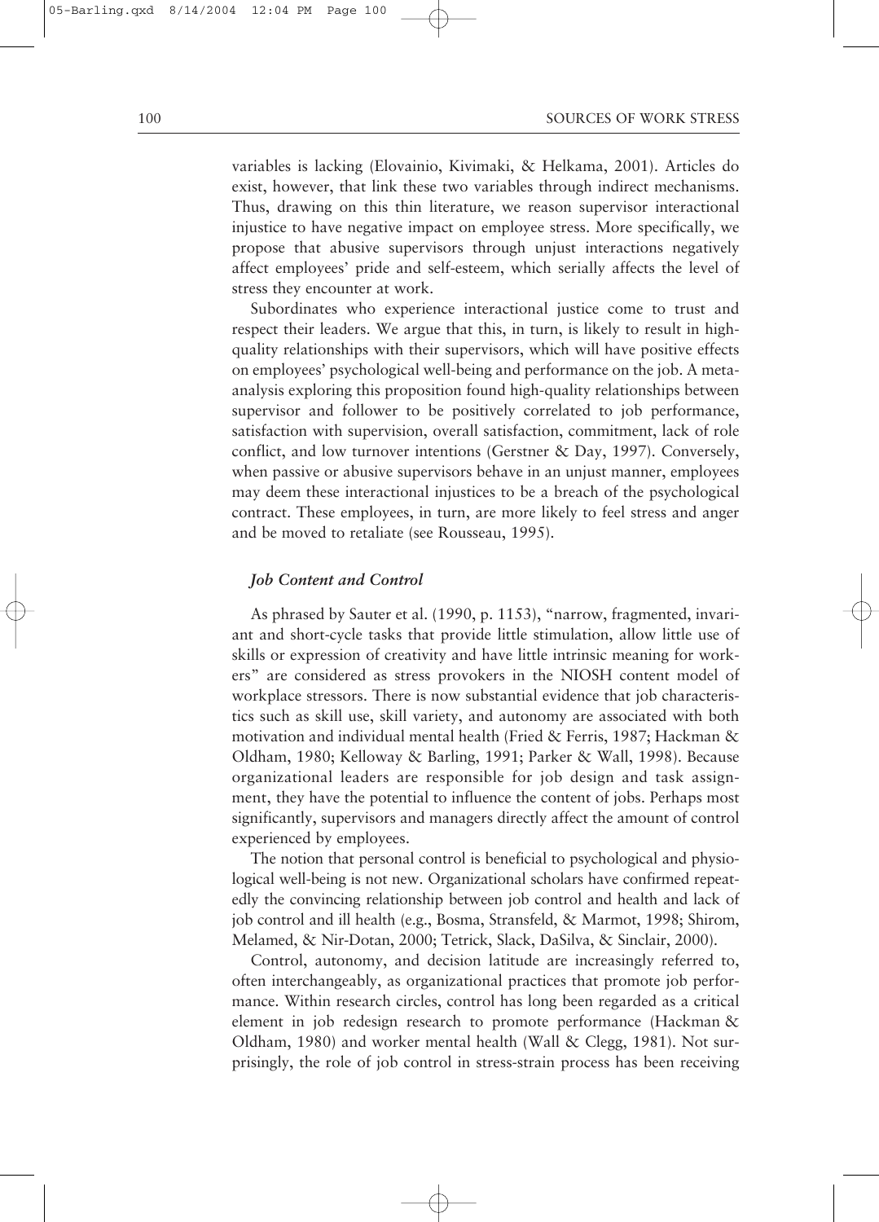variables is lacking (Elovainio, Kivimaki, & Helkama, 2001). Articles do exist, however, that link these two variables through indirect mechanisms. Thus, drawing on this thin literature, we reason supervisor interactional injustice to have negative impact on employee stress. More specifically, we propose that abusive supervisors through unjust interactions negatively affect employees' pride and self-esteem, which serially affects the level of stress they encounter at work.

Subordinates who experience interactional justice come to trust and respect their leaders. We argue that this, in turn, is likely to result in high-quality relationships with their supervisors, which will have positive effects on employees' psychological well-being and performance on the job. A meta-analysis exploring this proposition found high-quality relationships between supervisor and follower to be positively correlated to job performance, satisfaction with supervision, overall satisfaction, commitment, lack of role conflict, and low turnover intentions (Gerstner & Day, 1997). Conversely, when passive or abusive supervisors behave in an unjust manner, employees may deem these interactional injustices to be a breach of the psychological contract. These employees, in turn, are more likely to feel stress and anger and be moved to retaliate (see Rousseau, 1995).

### *Job Content and Control*

As phrased by Sauter et al. (1990, p. 1153), "narrow, fragmented, invariant and short-cycle tasks that provide little stimulation, allow little use of skills or expression of creativity and have little intrinsic meaning for workers" are considered as stress provokers in the NIOSH content model of workplace stressors. There is now substantial evidence that job characteristics such as skill use, skill variety, and autonomy are associated with both motivation and individual mental health (Fried & Ferris, 1987; Hackman & Oldham, 1980; Kelloway & Barling, 1991; Parker & Wall, 1998). Because organizational leaders are responsible for job design and task assignment, they have the potential to influence the content of jobs. Perhaps most significantly, supervisors and managers directly affect the amount of control experienced by employees.

The notion that personal control is beneficial to psychological and physiological well-being is not new. Organizational scholars have confirmed repeatedly the convincing relationship between job control and health and lack of job control and ill health (e.g., Bosma, Stransfeld, & Marmot, 1998; Shirom, Melamed, & Nir-Dotan, 2000; Tetrick, Slack, DaSilva, & Sinclair, 2000).

Control, autonomy, and decision latitude are increasingly referred to, often interchangeably, as organizational practices that promote job performance. Within research circles, control has long been regarded as a critical element in job redesign research to promote performance (Hackman & Oldham, 1980) and worker mental health (Wall & Clegg, 1981). Not surprisingly, the role of job control in stress-strain process has been receiving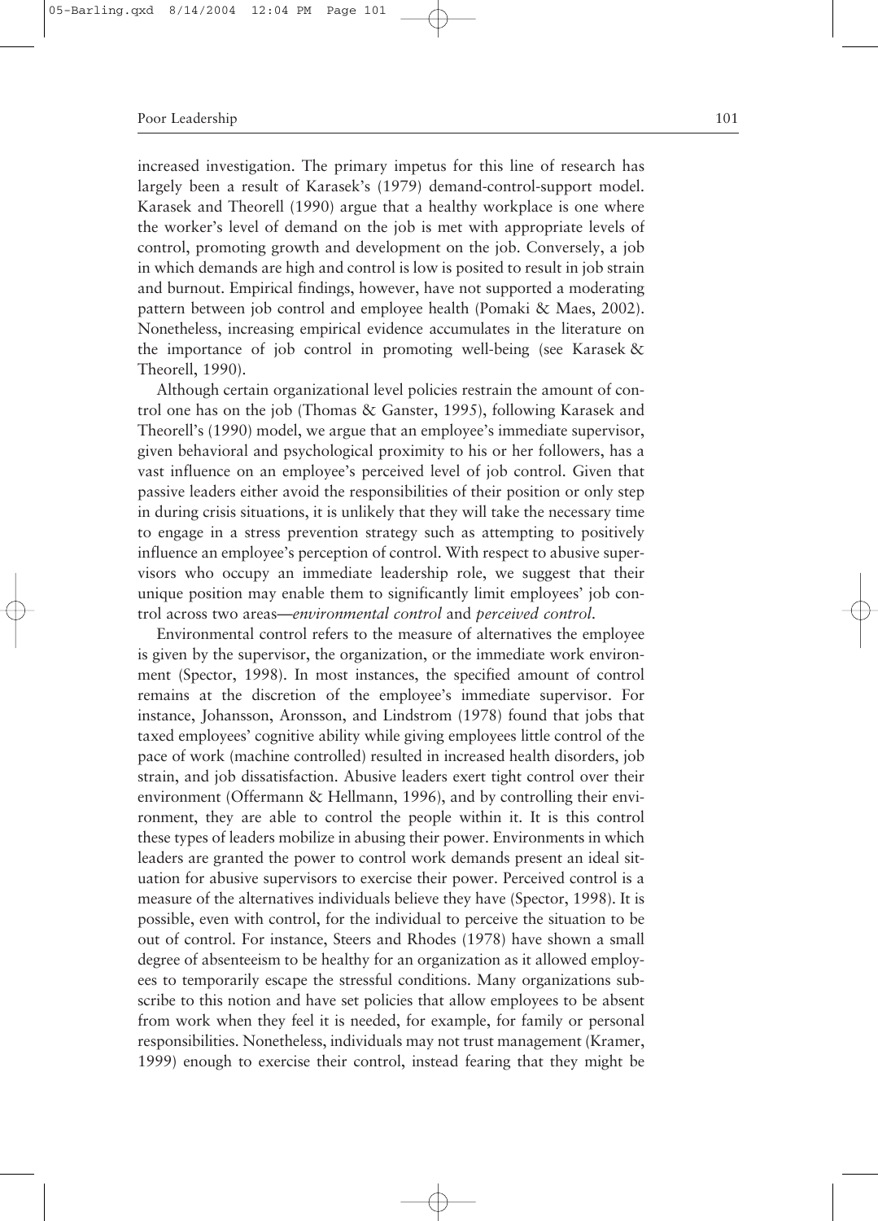increased investigation. The primary impetus for this line of research has largely been a result of Karasek's (1979) demand-control-support model. Karasek and Theorell (1990) argue that a healthy workplace is one where the worker's level of demand on the job is met with appropriate levels of control, promoting growth and development on the job. Conversely, a job in which demands are high and control is low is posited to result in job strain and burnout. Empirical findings, however, have not supported a moderating pattern between job control and employee health (Pomaki & Maes, 2002). Nonetheless, increasing empirical evidence accumulates in the literature on the importance of job control in promoting well-being (see Karasek & Theorell, 1990).

Although certain organizational level policies restrain the amount of control one has on the job (Thomas & Ganster, 1995), following Karasek and Theorell's (1990) model, we argue that an employee's immediate supervisor, given behavioral and psychological proximity to his or her followers, has a vast influence on an employee's perceived level of job control. Given that passive leaders either avoid the responsibilities of their position or only step in during crisis situations, it is unlikely that they will take the necessary time to engage in a stress prevention strategy such as attempting to positively influence an employee's perception of control. With respect to abusive supervisors who occupy an immediate leadership role, we suggest that their unique position may enable them to significantly limit employees' job control across two areas—*environmental control* and *perceived control*.

Environmental control refers to the measure of alternatives the employee is given by the supervisor, the organization, or the immediate work environment (Spector, 1998). In most instances, the specified amount of control remains at the discretion of the employee's immediate supervisor. For instance, Johansson, Aronsson, and Lindstrom (1978) found that jobs that taxed employees' cognitive ability while giving employees little control of the pace of work (machine controlled) resulted in increased health disorders, job strain, and job dissatisfaction. Abusive leaders exert tight control over their environment (Offermann & Hellmann, 1996), and by controlling their environment, they are able to control the people within it. It is this control these types of leaders mobilize in abusing their power. Environments in which leaders are granted the power to control work demands present an ideal situation for abusive supervisors to exercise their power. Perceived control is a measure of the alternatives individuals believe they have (Spector, 1998). It is possible, even with control, for the individual to perceive the situation to be out of control. For instance, Steers and Rhodes (1978) have shown a small degree of absenteeism to be healthy for an organization as it allowed employees to temporarily escape the stressful conditions. Many organizations subscribe to this notion and have set policies that allow employees to be absent from work when they feel it is needed, for example, for family or personal responsibilities. Nonetheless, individuals may not trust management (Kramer, 1999) enough to exercise their control, instead fearing that they might be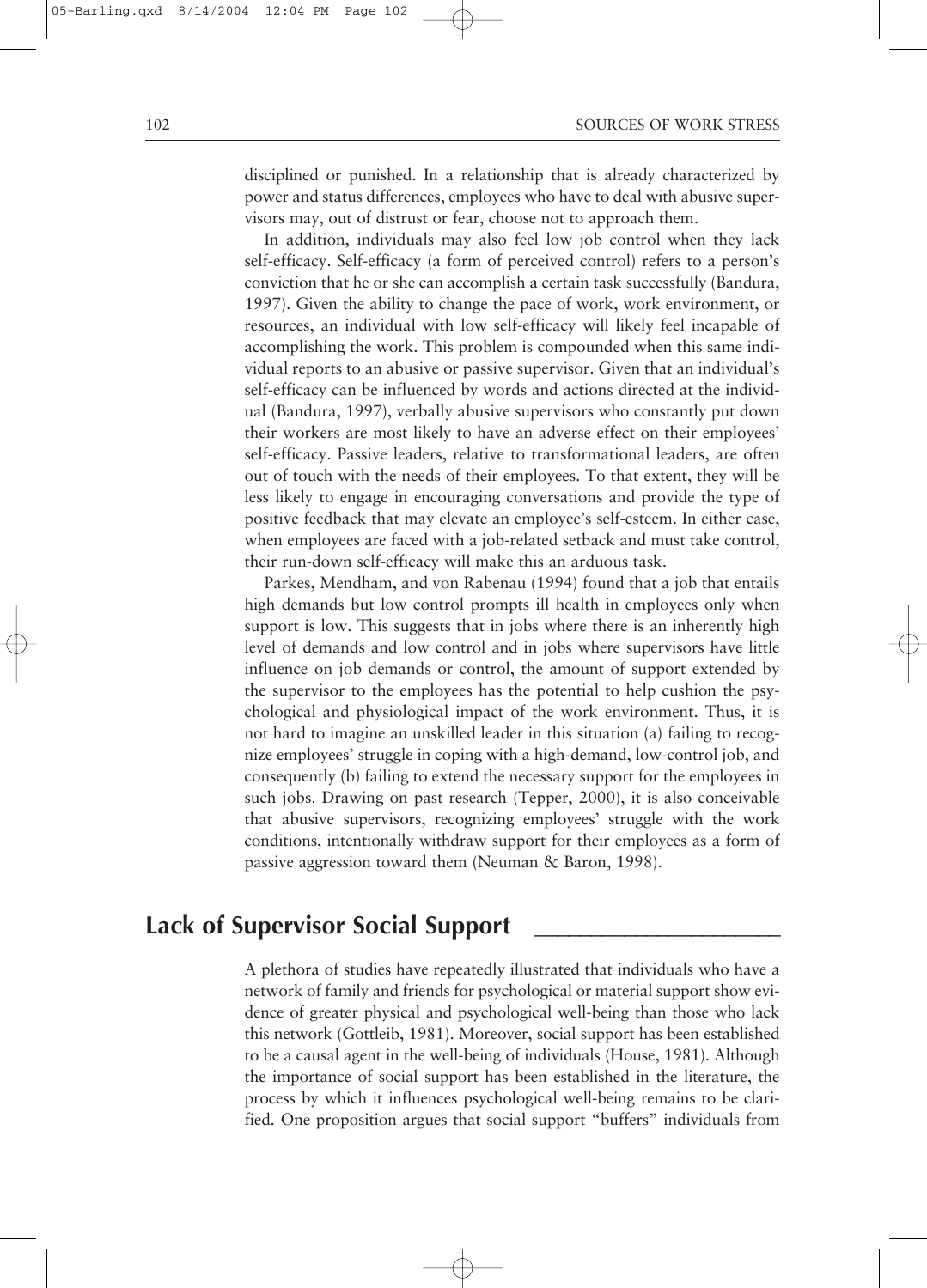disciplined or punished. In a relationship that is already characterized by power and status differences, employees who have to deal with abusive supervisors may, out of distrust or fear, choose not to approach them.

In addition, individuals may also feel low job control when they lack self-efficacy. Self-efficacy (a form of perceived control) refers to a person's conviction that he or she can accomplish a certain task successfully (Bandura, 1997). Given the ability to change the pace of work, work environment, or resources, an individual with low self-efficacy will likely feel incapable of accomplishing the work. This problem is compounded when this same individual reports to an abusive or passive supervisor. Given that an individual's self-efficacy can be influenced by words and actions directed at the individual (Bandura, 1997), verbally abusive supervisors who constantly put down their workers are most likely to have an adverse effect on their employees' self-efficacy. Passive leaders, relative to transformational leaders, are often out of touch with the needs of their employees. To that extent, they will be less likely to engage in encouraging conversations and provide the type of positive feedback that may elevate an employee's self-esteem. In either case, when employees are faced with a job-related setback and must take control, their run-down self-efficacy will make this an arduous task.

Parkes, Mendham, and von Rabenau (1994) found that a job that entails high demands but low control prompts ill health in employees only when support is low. This suggests that in jobs where there is an inherently high level of demands and low control and in jobs where supervisors have little influence on job demands or control, the amount of support extended by the supervisor to the employees has the potential to help cushion the psychological and physiological impact of the work environment. Thus, it is not hard to imagine an unskilled leader in this situation (a) failing to recognize employees' struggle in coping with a high-demand, low-control job, and consequently (b) failing to extend the necessary support for the employees in such jobs. Drawing on past research (Tepper, 2000), it is also conceivable that abusive supervisors, recognizing employees' struggle with the work conditions, intentionally withdraw support for their employees as a form of passive aggression toward them (Neuman & Baron, 1998).

## Lack of Supervisor Social Support

A plethora of studies have repeatedly illustrated that individuals who have a network of family and friends for psychological or material support show evidence of greater physical and psychological well-being than those who lack this network (Gottleib, 1981). Moreover, social support has been established to be a causal agent in the well-being of individuals (House, 1981). Although the importance of social support has been established in the literature, the process by which it influences psychological well-being remains to be clarified. One proposition argues that social support "buffers" individuals from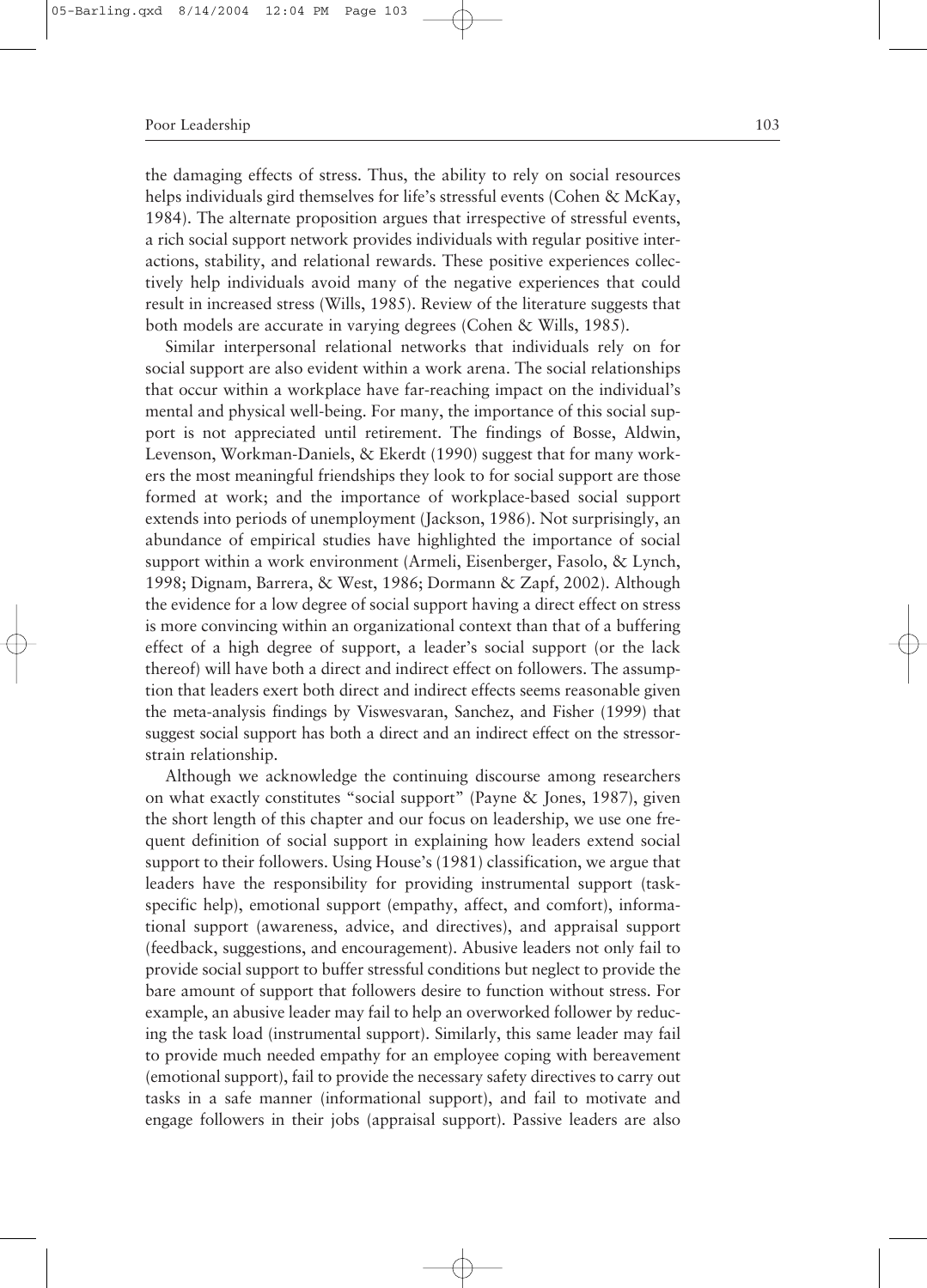the damaging effects of stress. Thus, the ability to rely on social resources helps individuals gird themselves for life's stressful events (Cohen & McKay, 1984). The alternate proposition argues that irrespective of stressful events, a rich social support network provides individuals with regular positive interactions, stability, and relational rewards. These positive experiences collectively help individuals avoid many of the negative experiences that could result in increased stress (Wills, 1985). Review of the literature suggests that both models are accurate in varying degrees (Cohen & Wills, 1985).

Similar interpersonal relational networks that individuals rely on for social support are also evident within a work arena. The social relationships that occur within a workplace have far-reaching impact on the individual's mental and physical well-being. For many, the importance of this social support is not appreciated until retirement. The findings of Bosse, Aldwin, Levenson, Workman-Daniels, & Ekerdt (1990) suggest that for many workers the most meaningful friendships they look to for social support are those formed at work; and the importance of workplace-based social support extends into periods of unemployment (Jackson, 1986). Not surprisingly, an abundance of empirical studies have highlighted the importance of social support within a work environment (Armeli, Eisenberger, Fasolo, & Lynch, 1998; Dignam, Barrera, & West, 1986; Dormann & Zapf, 2002). Although the evidence for a low degree of social support having a direct effect on stress is more convincing within an organizational context than that of a buffering effect of a high degree of support, a leader's social support (or the lack thereof) will have both a direct and indirect effect on followers. The assumption that leaders exert both direct and indirect effects seems reasonable given the meta-analysis findings by Viswesvaran, Sanchez, and Fisher (1999) that suggest social support has both a direct and an indirect effect on the stressor-strain relationship.

Although we acknowledge the continuing discourse among researchers on what exactly constitutes "social support" (Payne & Jones, 1987), given the short length of this chapter and our focus on leadership, we use one frequent definition of social support in explaining how leaders extend social support to their followers. Using House's (1981) classification, we argue that leaders have the responsibility for providing instrumental support (task-specific help), emotional support (empathy, affect, and comfort), informational support (awareness, advice, and directives), and appraisal support (feedback, suggestions, and encouragement). Abusive leaders not only fail to provide social support to buffer stressful conditions but neglect to provide the bare amount of support that followers desire to function without stress. For example, an abusive leader may fail to help an overworked follower by reducing the task load (instrumental support). Similarly, this same leader may fail to provide much needed empathy for an employee coping with bereavement (emotional support), fail to provide the necessary safety directives to carry out tasks in a safe manner (informational support), and fail to motivate and engage followers in their jobs (appraisal support). Passive leaders are also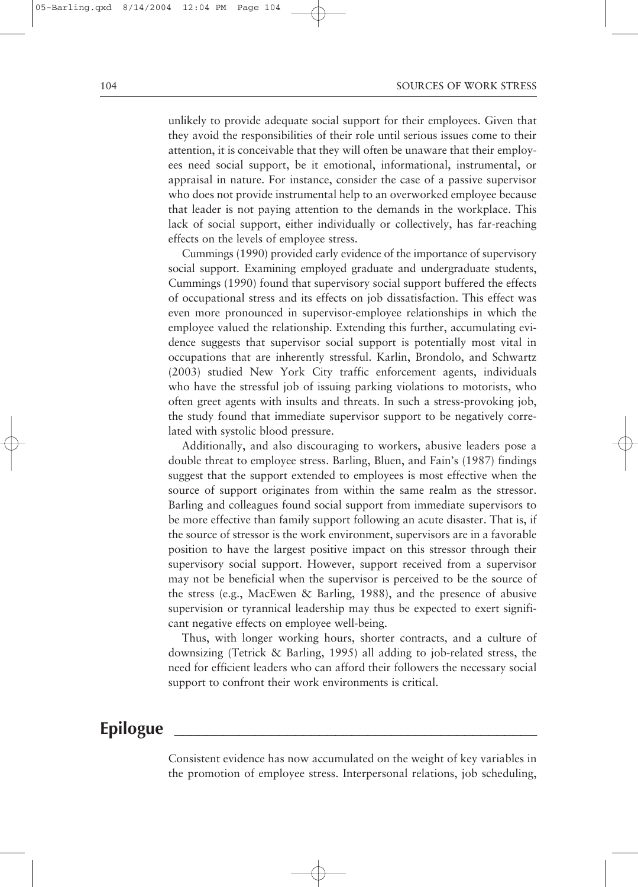unlikely to provide adequate social support for their employees. Given that they avoid the responsibilities of their role until serious issues come to their attention, it is conceivable that they will often be unaware that their employees need social support, be it emotional, informational, instrumental, or appraisal in nature. For instance, consider the case of a passive supervisor who does not provide instrumental help to an overworked employee because that leader is not paying attention to the demands in the workplace. This lack of social support, either individually or collectively, has far-reaching effects on the levels of employee stress.

Cummings (1990) provided early evidence of the importance of supervisory social support. Examining employed graduate and undergraduate students, Cummings (1990) found that supervisory social support buffered the effects of occupational stress and its effects on job dissatisfaction. This effect was even more pronounced in supervisor-employee relationships in which the employee valued the relationship. Extending this further, accumulating evidence suggests that supervisor social support is potentially most vital in occupations that are inherently stressful. Karlin, Brondolo, and Schwartz (2003) studied New York City traffic enforcement agents, individuals who have the stressful job of issuing parking violations to motorists, who often greet agents with insults and threats. In such a stress-provoking job, the study found that immediate supervisor support to be negatively correlated with systolic blood pressure.

Additionally, and also discouraging to workers, abusive leaders pose a double threat to employee stress. Barling, Bluen, and Fain's (1987) findings suggest that the support extended to employees is most effective when the source of support originates from within the same realm as the stressor. Barling and colleagues found social support from immediate supervisors to be more effective than family support following an acute disaster. That is, if the source of stressor is the work environment, supervisors are in a favorable position to have the largest positive impact on this stressor through their supervisory social support. However, support received from a supervisor may not be beneficial when the supervisor is perceived to be the source of the stress (e.g., MacEwen & Barling, 1988), and the presence of abusive supervision or tyrannical leadership may thus be expected to exert significant negative effects on employee well-being.

Thus, with longer working hours, shorter contracts, and a culture of downsizing (Tetrick & Barling, 1995) all adding to job-related stress, the need for efficient leaders who can afford their followers the necessary social support to confront their work environments is critical.

## Epilogue

Consistent evidence has now accumulated on the weight of key variables in the promotion of employee stress. Interpersonal relations, job scheduling,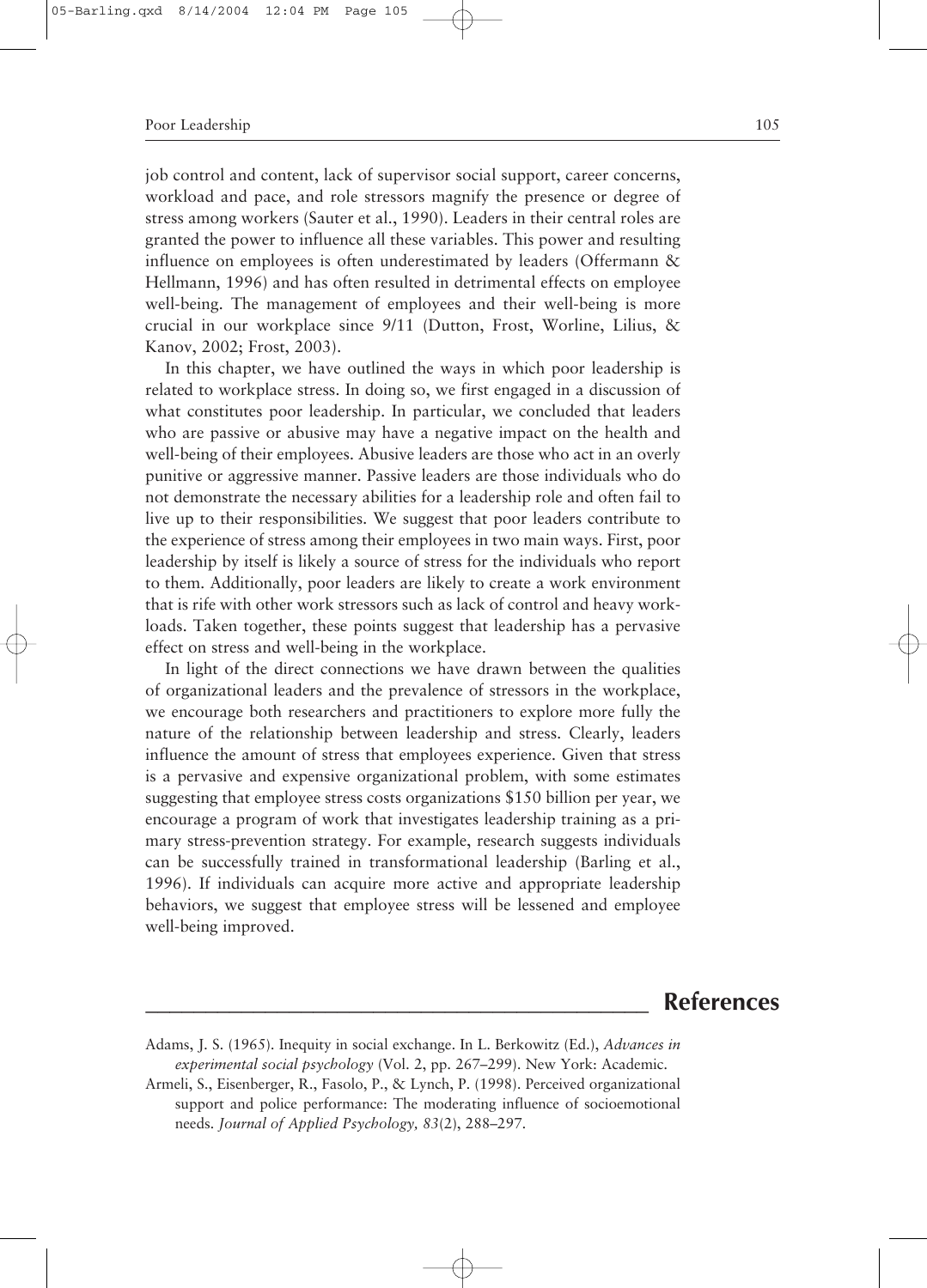job control and content, lack of supervisor social support, career concerns, workload and pace, and role stressors magnify the presence or degree of stress among workers (Sauter et al., 1990). Leaders in their central roles are granted the power to influence all these variables. This power and resulting influence on employees is often underestimated by leaders (Offermann & Hellmann, 1996) and has often resulted in detrimental effects on employee well-being. The management of employees and their well-being is more crucial in our workplace since 9/11 (Dutton, Frost, Worline, Lilius, & Kanov, 2002; Frost, 2003).

In this chapter, we have outlined the ways in which poor leadership is related to workplace stress. In doing so, we first engaged in a discussion of what constitutes poor leadership. In particular, we concluded that leaders who are passive or abusive may have a negative impact on the health and well-being of their employees. Abusive leaders are those who act in an overly punitive or aggressive manner. Passive leaders are those individuals who do not demonstrate the necessary abilities for a leadership role and often fail to live up to their responsibilities. We suggest that poor leaders contribute to the experience of stress among their employees in two main ways. First, poor leadership by itself is likely a source of stress for the individuals who report to them. Additionally, poor leaders are likely to create a work environment that is rife with other work stressors such as lack of control and heavy workloads. Taken together, these points suggest that leadership has a pervasive effect on stress and well-being in the workplace.

In light of the direct connections we have drawn between the qualities of organizational leaders and the prevalence of stressors in the workplace, we encourage both researchers and practitioners to explore more fully the nature of the relationship between leadership and stress. Clearly, leaders influence the amount of stress that employees experience. Given that stress is a pervasive and expensive organizational problem, with some estimates suggesting that employee stress costs organizations $150 billion per year, we encourage a program of work that investigates leadership training as a primary stress-prevention strategy. For example, research suggests individuals can be successfully trained in transformational leadership (Barling et al., 1996). If individuals can acquire more active and appropriate leadership behaviors, we suggest that employee stress will be lessened and employee well-being improved.

## References

Adams, J. S. (1965). Inequity in social exchange. In L. Berkowitz (Ed.), *Advances in experimental social psychology* (Vol. 2, pp. 267–299). New York: Academic.

Armeli, S., Eisenberger, R., Fasolo, P., & Lynch, P. (1998). Perceived organizational support and police performance: The moderating influence of socioemotional needs. *Journal of Applied Psychology, 83*(2), 288–297.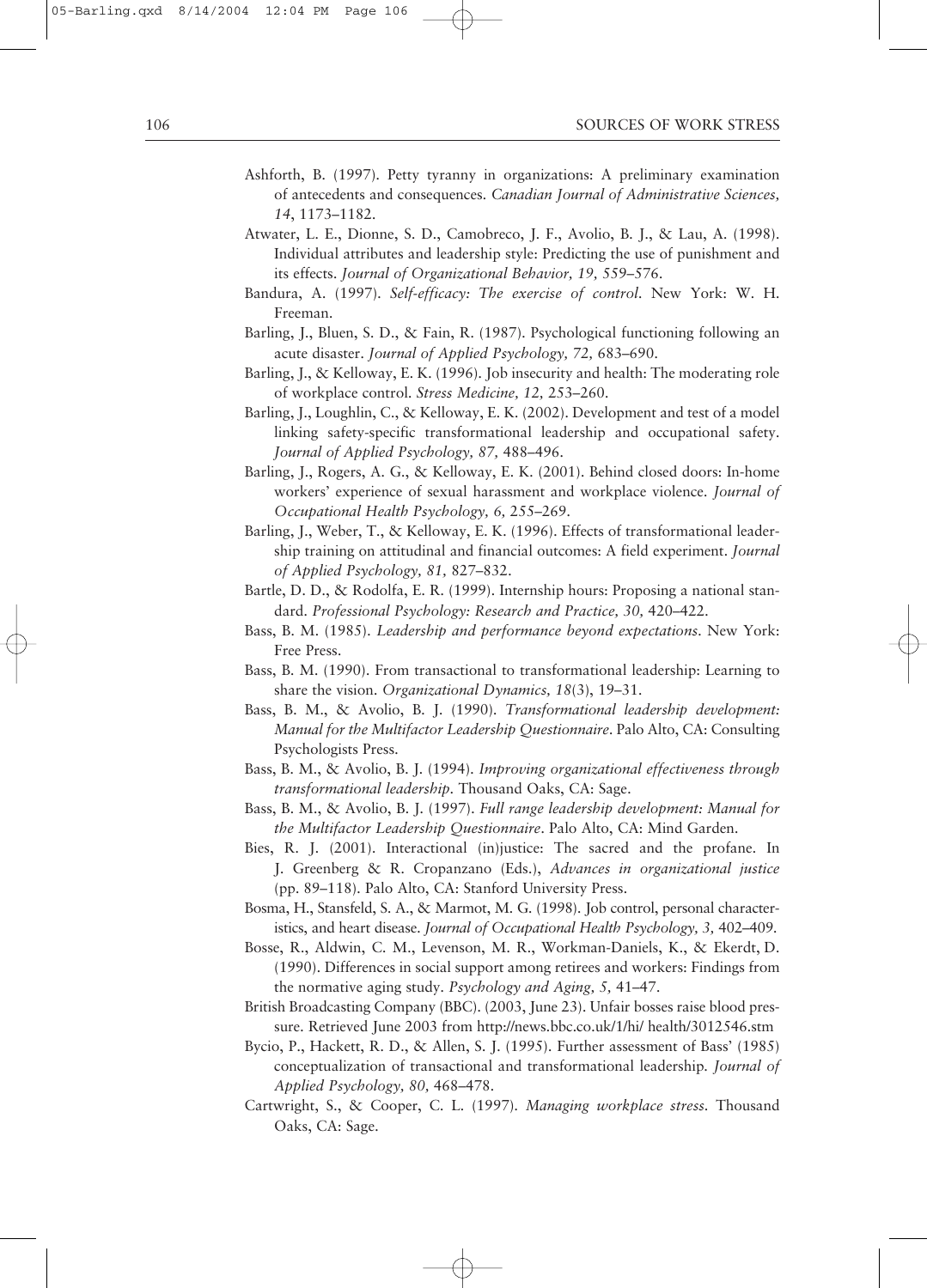Ashforth, B. (1997). Petty tyranny in organizations: A preliminary examination of antecedents and consequences. *Canadian Journal of Administrative Sciences, 14*, 1173–1182.

Atwater, L. E., Dionne, S. D., Camobreco, J. F., Avolio, B. J., & Lau, A. (1998). Individual attributes and leadership style: Predicting the use of punishment and its effects. *Journal of Organizational Behavior, 19,* 559–576.

Bandura, A. (1997). *Self-efficacy: The exercise of control.* New York: W. H. Freeman.

Barling, J., Bluen, S. D., & Fain, R. (1987). Psychological functioning following an acute disaster. *Journal of Applied Psychology, 72,* 683–690.

Barling, J., & Kelloway, E. K. (1996). Job insecurity and health: The moderating role of workplace control. *Stress Medicine, 12,* 253–260.

Barling, J., Loughlin, C., & Kelloway, E. K. (2002). Development and test of a model linking safety-specific transformational leadership and occupational safety. *Journal of Applied Psychology, 87,* 488–496.

Barling, J., Rogers, A. G., & Kelloway, E. K. (2001). Behind closed doors: In-home workers' experience of sexual harassment and workplace violence. *Journal of Occupational Health Psychology, 6,* 255–269.

Barling, J., Weber, T., & Kelloway, E. K. (1996). Effects of transformational leadership training on attitudinal and financial outcomes: A field experiment. *Journal of Applied Psychology, 81,* 827–832.

Bartle, D. D., & Rodolfa, E. R. (1999). Internship hours: Proposing a national standard. *Professional Psychology: Research and Practice, 30,* 420–422.

Bass, B. M. (1985). *Leadership and performance beyond expectations.* New York: Free Press.

Bass, B. M. (1990). From transactional to transformational leadership: Learning to share the vision. *Organizational Dynamics, 18*(3), 19–31.

Bass, B. M., & Avolio, B. J. (1990). *Transformational leadership development: Manual for the Multifactor Leadership Questionnaire.* Palo Alto, CA: Consulting Psychologists Press.

Bass, B. M., & Avolio, B. J. (1994). *Improving organizational effectiveness through transformational leadership.* Thousand Oaks, CA: Sage.

Bass, B. M., & Avolio, B. J. (1997). *Full range leadership development: Manual for the Multifactor Leadership Questionnaire.* Palo Alto, CA: Mind Garden.

Bies, R. J. (2001). Interactional (in)justice: The sacred and the profane. In J. Greenberg & R. Cropanzano (Eds.), *Advances in organizational justice* (pp. 89–118). Palo Alto, CA: Stanford University Press.

Bosma, H., Stansfeld, S. A., & Marmot, M. G. (1998). Job control, personal characteristics, and heart disease. *Journal of Occupational Health Psychology, 3,* 402–409.

Bosse, R., Aldwin, C. M., Levenson, M. R., Workman-Daniels, K., & Ekerdt, D. (1990). Differences in social support among retirees and workers: Findings from the normative aging study. *Psychology and Aging, 5,* 41–47.

British Broadcasting Company (BBC). (2003, June 23). Unfair bosses raise blood pressure. Retrieved June 2003 from http://news.bbc.co.uk/1/hi/ health/3012546.stm

Bycio, P., Hackett, R. D., & Allen, S. J. (1995). Further assessment of Bass' (1985) conceptualization of transactional and transformational leadership. *Journal of Applied Psychology, 80,* 468–478.

Cartwright, S., & Cooper, C. L. (1997). *Managing workplace stress.* Thousand Oaks, CA: Sage.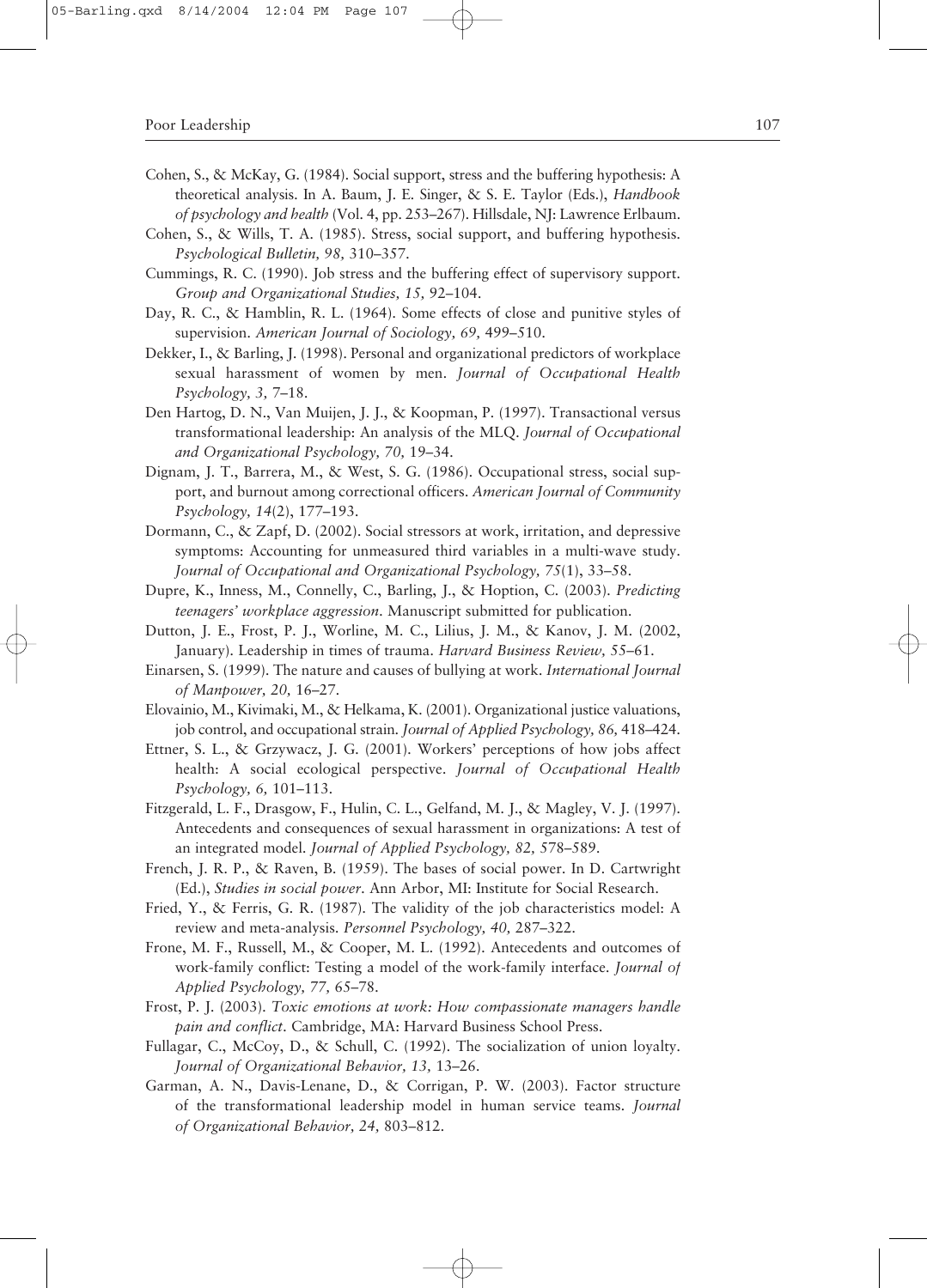Cohen, S., & McKay, G. (1984). Social support, stress and the buffering hypothesis: A theoretical analysis. In A. Baum, J. E. Singer, & S. E. Taylor (Eds.), *Handbook of psychology and health* (Vol. 4, pp. 253–267). Hillsdale, NJ: Lawrence Erlbaum.

Cohen, S., & Wills, T. A. (1985). Stress, social support, and buffering hypothesis. *Psychological Bulletin, 98,* 310–357.

Cummings, R. C. (1990). Job stress and the buffering effect of supervisory support. *Group and Organizational Studies, 15,* 92–104.

Day, R. C., & Hamblin, R. L. (1964). Some effects of close and punitive styles of supervision. *American Journal of Sociology, 69,* 499–510.

Dekker, I., & Barling, J. (1998). Personal and organizational predictors of workplace sexual harassment of women by men. *Journal of Occupational Health Psychology, 3,* 7–18.

Den Hartog, D. N., Van Muijen, J. J., & Koopman, P. (1997). Transactional versus transformational leadership: An analysis of the MLQ. *Journal of Occupational and Organizational Psychology, 70,* 19–34.

Dignam, J. T., Barrera, M., & West, S. G. (1986). Occupational stress, social support, and burnout among correctional officers. *American Journal of Community Psychology, 14*(2), 177–193.

Dormann, C., & Zapf, D. (2002). Social stressors at work, irritation, and depressive symptoms: Accounting for unmeasured third variables in a multi-wave study. *Journal of Occupational and Organizational Psychology, 75*(1), 33–58.

Dupre, K., Inness, M., Connelly, C., Barling, J., & Hoption, C. (2003). *Predicting teenagers' workplace aggression*. Manuscript submitted for publication.

Dutton, J. E., Frost, P. J., Worline, M. C., Lilius, J. M., & Kanov, J. M. (2002, January). Leadership in times of trauma. *Harvard Business Review, 55*–61.

Einarsen, S. (1999). The nature and causes of bullying at work. *International Journal of Manpower, 20,* 16–27.

Elovainio, M., Kivimaki, M., & Helkama, K. (2001). Organizational justice valuations, job control, and occupational strain. *Journal of Applied Psychology, 86,* 418–424.

Ettner, S. L., & Grzywacz, J. G. (2001). Workers' perceptions of how jobs affect health: A social ecological perspective. *Journal of Occupational Health Psychology, 6,* 101–113.

Fitzgerald, L. F., Drasgow, F., Hulin, C. L., Gelfand, M. J., & Magley, V. J. (1997). Antecedents and consequences of sexual harassment in organizations: A test of an integrated model. *Journal of Applied Psychology, 82,* 578–589.

French, J. R. P., & Raven, B. (1959). The bases of social power. In D. Cartwright (Ed.), *Studies in social power*. Ann Arbor, MI: Institute for Social Research.

Fried, Y., & Ferris, G. R. (1987). The validity of the job characteristics model: A review and meta-analysis. *Personnel Psychology, 40,* 287–322.

Frone, M. F., Russell, M., & Cooper, M. L. (1992). Antecedents and outcomes of work-family conflict: Testing a model of the work-family interface. *Journal of Applied Psychology, 77,* 65–78.

Frost, P. J. (2003). *Toxic emotions at work: How compassionate managers handle pain and conflict*. Cambridge, MA: Harvard Business School Press.

Fullagar, C., McCoy, D., & Schull, C. (1992). The socialization of union loyalty. *Journal of Organizational Behavior, 13,* 13–26.

Garman, A. N., Davis-Lenane, D., & Corrigan, P. W. (2003). Factor structure of the transformational leadership model in human service teams. *Journal of Organizational Behavior, 24,* 803–812.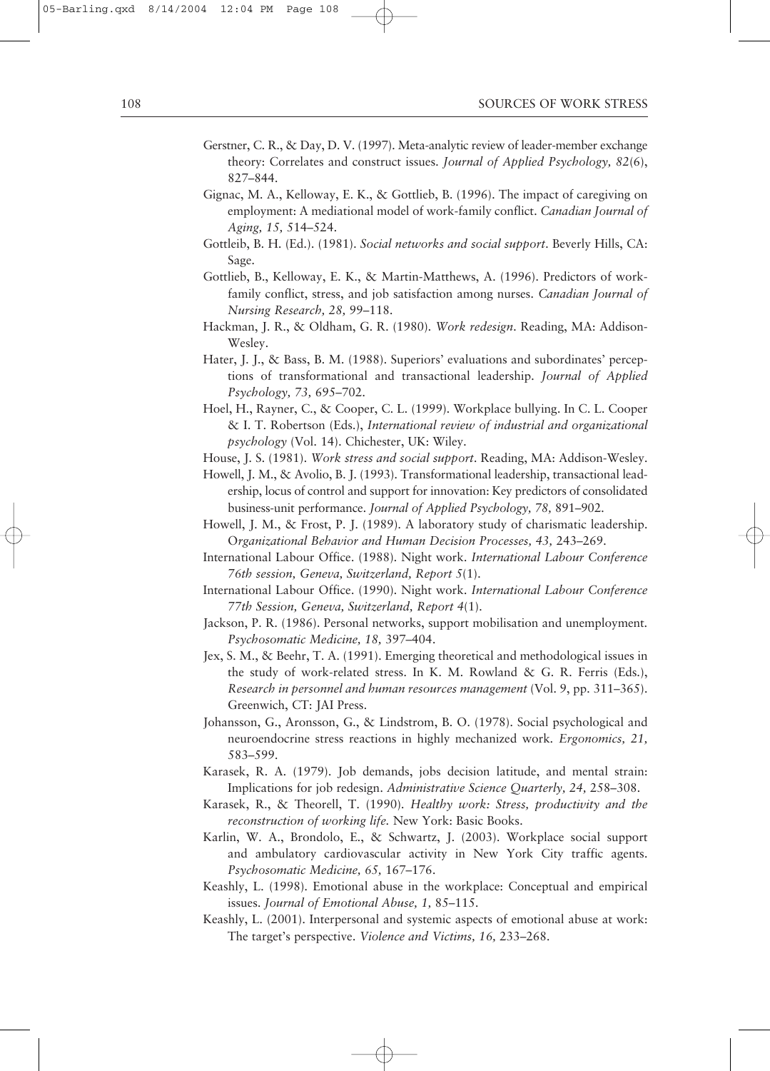Gerstner, C. R., & Day, D. V. (1997). Meta-analytic review of leader-member exchange theory: Correlates and construct issues. *Journal of Applied Psychology, 82*(6), 827–844.

Gignac, M. A., Kelloway, E. K., & Gottlieb, B. (1996). The impact of caregiving on employment: A mediational model of work-family conflict. *Canadian Journal of Aging, 15,* 514–524.

Gottleib, B. H. (Ed.). (1981). *Social networks and social support*. Beverly Hills, CA: Sage.

Gottlieb, B., Kelloway, E. K., & Martin-Matthews, A. (1996). Predictors of work-family conflict, stress, and job satisfaction among nurses. *Canadian Journal of Nursing Research, 28,* 99–118.

Hackman, J. R., & Oldham, G. R. (1980). *Work redesign*. Reading, MA: Addison-Wesley.

Hater, J. J., & Bass, B. M. (1988). Superiors' evaluations and subordinates' perceptions of transformational and transactional leadership. *Journal of Applied Psychology, 73,* 695–702.

Hoel, H., Rayner, C., & Cooper, C. L. (1999). Workplace bullying. In C. L. Cooper & I. T. Robertson (Eds.), *International review of industrial and organizational psychology* (Vol. 14). Chichester, UK: Wiley.

House, J. S. (1981). *Work stress and social support*. Reading, MA: Addison-Wesley.

Howell, J. M., & Avolio, B. J. (1993). Transformational leadership, transactional leadership, locus of control and support for innovation: Key predictors of consolidated business-unit performance. *Journal of Applied Psychology, 78,* 891–902.

Howell, J. M., & Frost, P. J. (1989). A laboratory study of charismatic leadership. *Organizational Behavior and Human Decision Processes, 43,* 243–269.

International Labour Office. (1988). Night work. *International Labour Conference 76th session, Geneva, Switzerland, Report 5*(1).

International Labour Office. (1990). Night work. *International Labour Conference 77th Session, Geneva, Switzerland, Report 4*(1).

Jackson, P. R. (1986). Personal networks, support mobilisation and unemployment. *Psychosomatic Medicine, 18,* 397–404.

Jex, S. M., & Beehr, T. A. (1991). Emerging theoretical and methodological issues in the study of work-related stress. In K. M. Rowland & G. R. Ferris (Eds.), *Research in personnel and human resources management* (Vol. 9, pp. 311–365). Greenwich, CT: JAI Press.

Johansson, G., Aronsson, G., & Lindstrom, B. O. (1978). Social psychological and neuroendocrine stress reactions in highly mechanized work. *Ergonomics, 21,* 583–599.

Karasek, R. A. (1979). Job demands, jobs decision latitude, and mental strain: Implications for job redesign. *Administrative Science Quarterly, 24,* 258–308.

Karasek, R., & Theorell, T. (1990). *Healthy work: Stress, productivity and the reconstruction of working life*. New York: Basic Books.

Karlin, W. A., Brondolo, E., & Schwartz, J. (2003). Workplace social support and ambulatory cardiovascular activity in New York City traffic agents. *Psychosomatic Medicine, 65,* 167–176.

Keashly, L. (1998). Emotional abuse in the workplace: Conceptual and empirical issues. *Journal of Emotional Abuse, 1,* 85–115.

Keashly, L. (2001). Interpersonal and systemic aspects of emotional abuse at work: The target's perspective. *Violence and Victims, 16,* 233–268.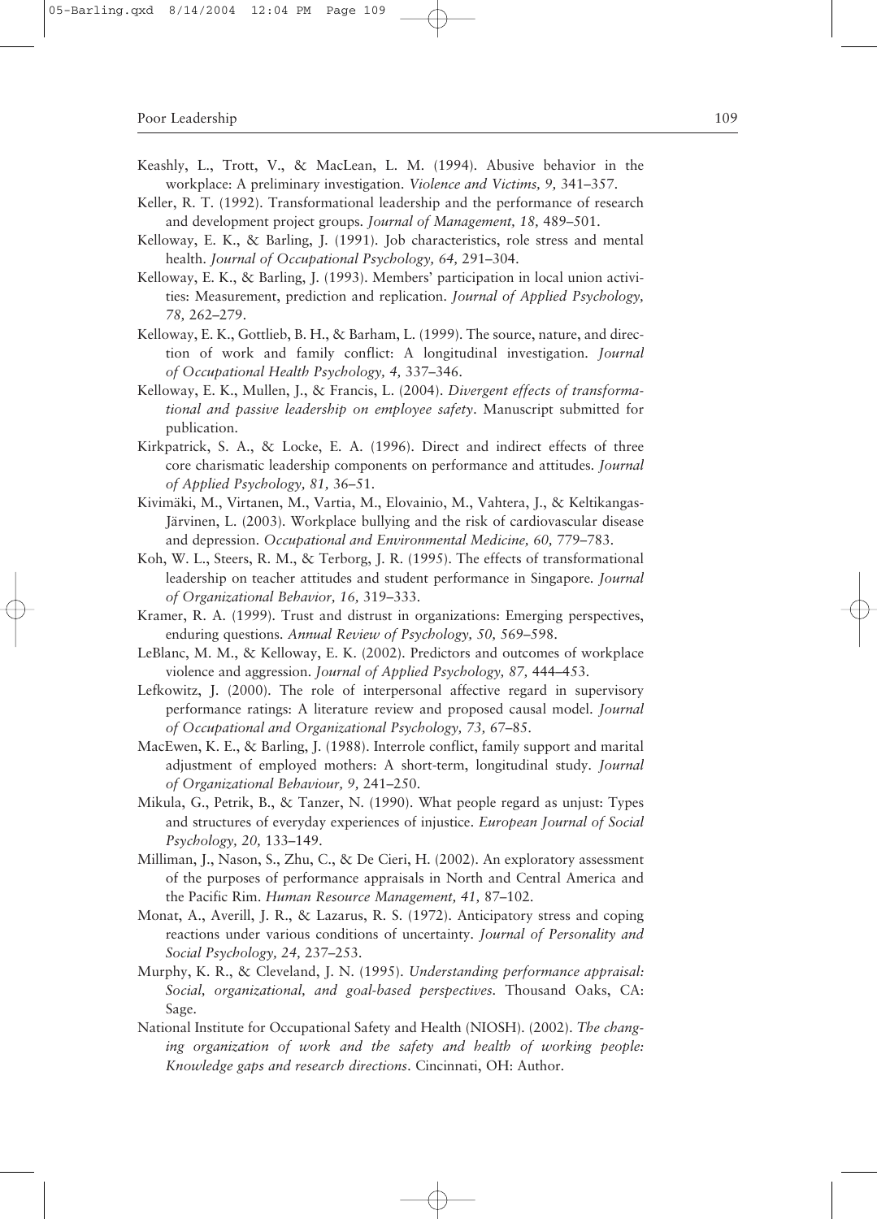Keashly, L., Trott, V., & MacLean, L. M. (1994). Abusive behavior in the workplace: A preliminary investigation. *Violence and Victims, 9,* 341–357.

Keller, R. T. (1992). Transformational leadership and the performance of research and development project groups. *Journal of Management, 18,* 489–501.

Kelloway, E. K., & Barling, J. (1991). Job characteristics, role stress and mental health. *Journal of Occupational Psychology, 64,* 291–304.

Kelloway, E. K., & Barling, J. (1993). Members' participation in local union activities: Measurement, prediction and replication. *Journal of Applied Psychology, 78,* 262–279.

Kelloway, E. K., Gottlieb, B. H., & Barham, L. (1999). The source, nature, and direction of work and family conflict: A longitudinal investigation. *Journal of Occupational Health Psychology, 4,* 337–346.

Kelloway, E. K., Mullen, J., & Francis, L. (2004). *Divergent effects of transformational and passive leadership on employee safety*. Manuscript submitted for publication.

Kirkpatrick, S. A., & Locke, E. A. (1996). Direct and indirect effects of three core charismatic leadership components on performance and attitudes. *Journal of Applied Psychology, 81,* 36–51.

Kivimäki, M., Virtanen, M., Vartia, M., Elovainio, M., Vahtera, J., & Keltikangas-Järvinen, L. (2003). Workplace bullying and the risk of cardiovascular disease and depression. *Occupational and Environmental Medicine, 60,* 779–783.

Koh, W. L., Steers, R. M., & Terborg, J. R. (1995). The effects of transformational leadership on teacher attitudes and student performance in Singapore. *Journal of Organizational Behavior, 16,* 319–333.

Kramer, R. A. (1999). Trust and distrust in organizations: Emerging perspectives, enduring questions. *Annual Review of Psychology, 50,* 569–598.

LeBlanc, M. M., & Kelloway, E. K. (2002). Predictors and outcomes of workplace violence and aggression. *Journal of Applied Psychology, 87,* 444–453.

Lefkowitz, J. (2000). The role of interpersonal affective regard in supervisory performance ratings: A literature review and proposed causal model. *Journal of Occupational and Organizational Psychology, 73,* 67–85.

MacEwen, K. E., & Barling, J. (1988). Interrole conflict, family support and marital adjustment of employed mothers: A short-term, longitudinal study. *Journal of Organizational Behaviour, 9,* 241–250.

Mikula, G., Petrik, B., & Tanzer, N. (1990). What people regard as unjust: Types and structures of everyday experiences of injustice. *European Journal of Social Psychology, 20,* 133–149.

Milliman, J., Nason, S., Zhu, C., & De Cieri, H. (2002). An exploratory assessment of the purposes of performance appraisals in North and Central America and the Pacific Rim. *Human Resource Management, 41,* 87–102.

Monat, A., Averill, J. R., & Lazarus, R. S. (1972). Anticipatory stress and coping reactions under various conditions of uncertainty. *Journal of Personality and Social Psychology, 24,* 237–253.

Murphy, K. R., & Cleveland, J. N. (1995). *Understanding performance appraisal: Social, organizational, and goal-based perspectives.* Thousand Oaks, CA: Sage.

National Institute for Occupational Safety and Health (NIOSH). (2002). *The changing organization of work and the safety and health of working people: Knowledge gaps and research directions*. Cincinnati, OH: Author.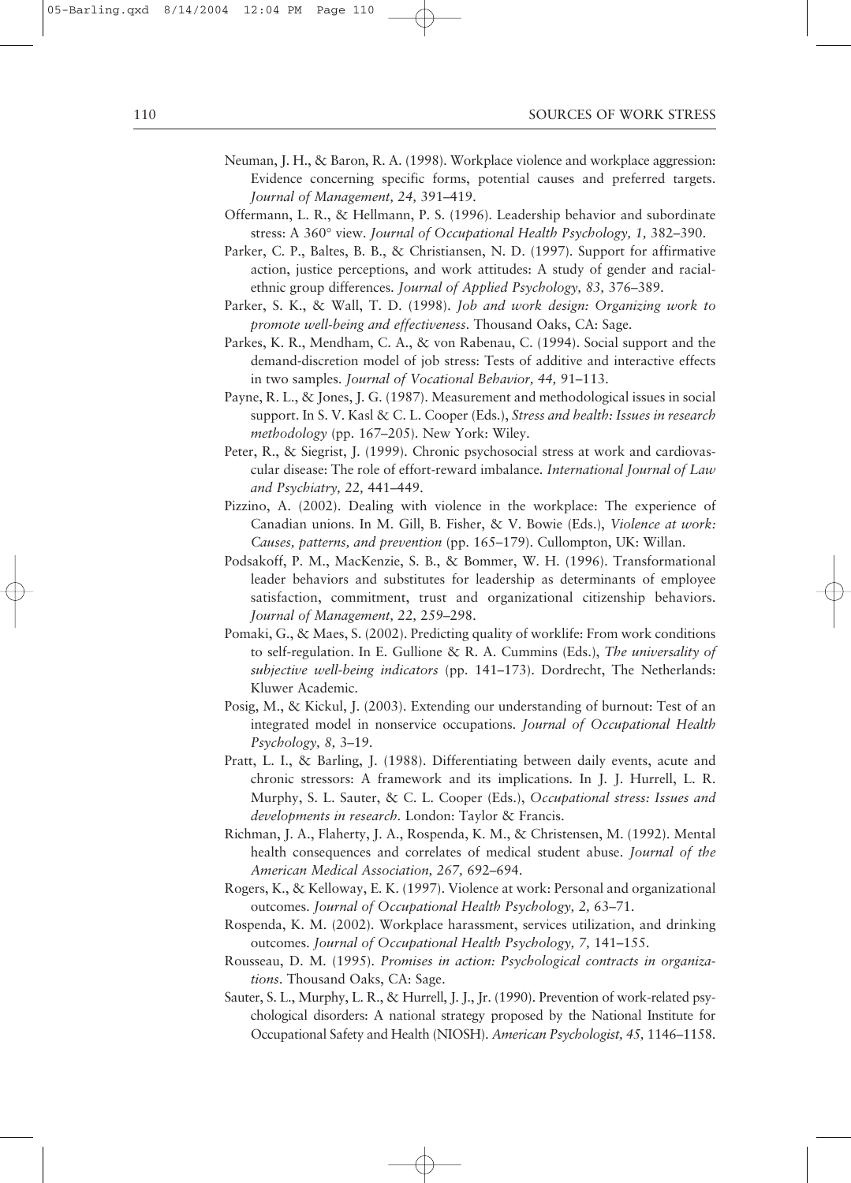Neuman, J. H., & Baron, R. A. (1998). Workplace violence and workplace aggression: Evidence concerning specific forms, potential causes and preferred targets. *Journal of Management, 24,* 391–419.

Offermann, L. R., & Hellmann, P. S. (1996). Leadership behavior and subordinate stress: A 360° view. *Journal of Occupational Health Psychology, 1,* 382–390.

Parker, C. P., Baltes, B. B., & Christiansen, N. D. (1997). Support for affirmative action, justice perceptions, and work attitudes: A study of gender and racial-ethnic group differences. *Journal of Applied Psychology, 83,* 376–389.

Parker, S. K., & Wall, T. D. (1998). *Job and work design: Organizing work to promote well-being and effectiveness*. Thousand Oaks, CA: Sage.

Parkes, K. R., Mendham, C. A., & von Rabenau, C. (1994). Social support and the demand-discretion model of job stress: Tests of additive and interactive effects in two samples. *Journal of Vocational Behavior, 44,* 91–113.

Payne, R. L., & Jones, J. G. (1987). Measurement and methodological issues in social support. In S. V. Kasl & C. L. Cooper (Eds.), *Stress and health: Issues in research methodology* (pp. 167–205). New York: Wiley.

Peter, R., & Siegrist, J. (1999). Chronic psychosocial stress at work and cardiovascular disease: The role of effort-reward imbalance. *International Journal of Law and Psychiatry, 22,* 441–449.

Pizzino, A. (2002). Dealing with violence in the workplace: The experience of Canadian unions. In M. Gill, B. Fisher, & V. Bowie (Eds.), *Violence at work: Causes, patterns, and prevention* (pp. 165–179). Cullompton, UK: Willan.

Podsakoff, P. M., MacKenzie, S. B., & Bommer, W. H. (1996). Transformational leader behaviors and substitutes for leadership as determinants of employee satisfaction, commitment, trust and organizational citizenship behaviors. *Journal of Management, 22,* 259–298.

Pomaki, G., & Maes, S. (2002). Predicting quality of worklife: From work conditions to self-regulation. In E. Gullione & R. A. Cummins (Eds.), *The universality of subjective well-being indicators* (pp. 141–173). Dordrecht, The Netherlands: Kluwer Academic.

Posig, M., & Kickul, J. (2003). Extending our understanding of burnout: Test of an integrated model in nonservice occupations. *Journal of Occupational Health Psychology, 8,* 3–19.

Pratt, L. I., & Barling, J. (1988). Differentiating between daily events, acute and chronic stressors: A framework and its implications. In J. J. Hurrell, L. R. Murphy, S. L. Sauter, & C. L. Cooper (Eds.), *Occupational stress: Issues and developments in research*. London: Taylor & Francis.

Richman, J. A., Flaherty, J. A., Rospenda, K. M., & Christensen, M. (1992). Mental health consequences and correlates of medical student abuse. *Journal of the American Medical Association, 267,* 692–694.

Rogers, K., & Kelloway, E. K. (1997). Violence at work: Personal and organizational outcomes. *Journal of Occupational Health Psychology, 2,* 63–71.

Rospenda, K. M. (2002). Workplace harassment, services utilization, and drinking outcomes. *Journal of Occupational Health Psychology, 7,* 141–155.

Rousseau, D. M. (1995). *Promises in action: Psychological contracts in organizations*. Thousand Oaks, CA: Sage.

Sauter, S. L., Murphy, L. R., & Hurrell, J. J., Jr. (1990). Prevention of work-related psychological disorders: A national strategy proposed by the National Institute for Occupational Safety and Health (NIOSH). *American Psychologist, 45,* 1146–1158.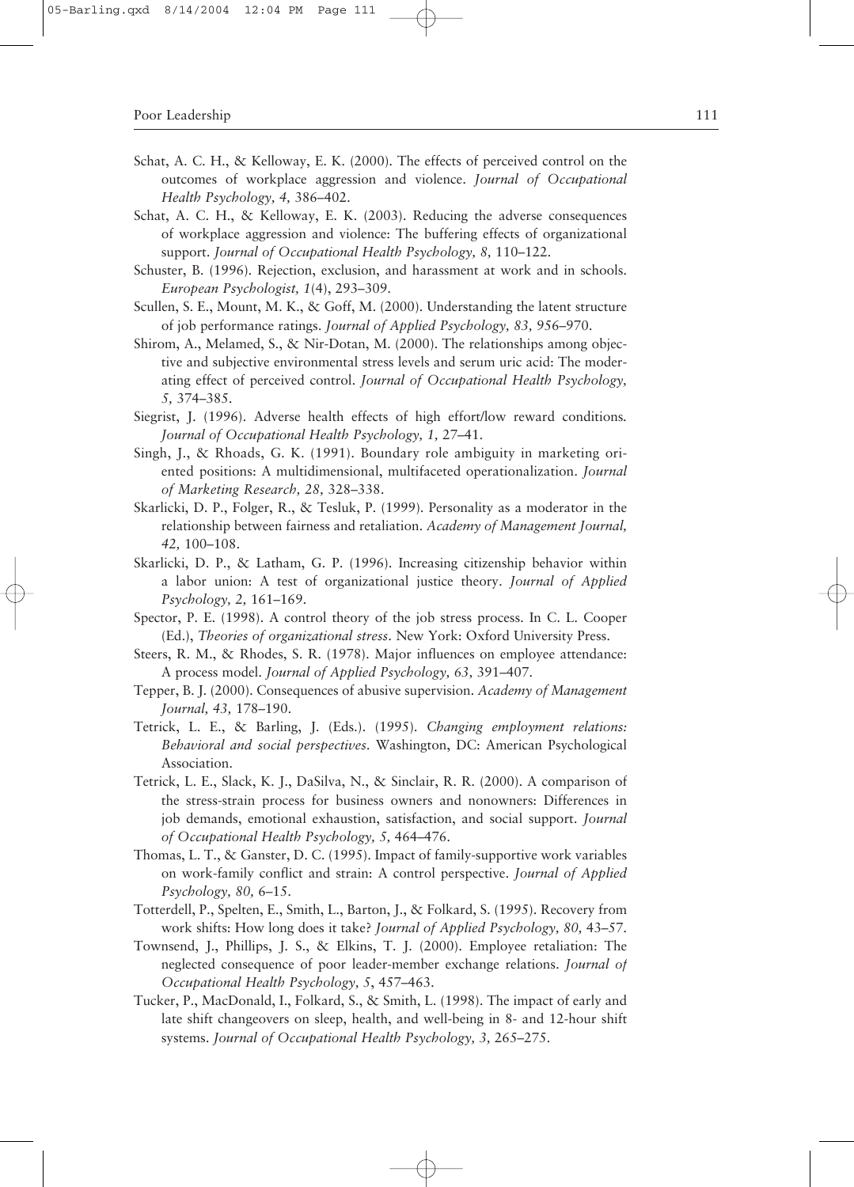Schat, A. C. H., & Kelloway, E. K. (2000). The effects of perceived control on the outcomes of workplace aggression and violence. *Journal of Occupational Health Psychology, 4,* 386–402.

Schat, A. C. H., & Kelloway, E. K. (2003). Reducing the adverse consequences of workplace aggression and violence: The buffering effects of organizational support. *Journal of Occupational Health Psychology, 8,* 110–122.

Schuster, B. (1996). Rejection, exclusion, and harassment at work and in schools. *European Psychologist, 1*(4), 293–309.

Scullen, S. E., Mount, M. K., & Goff, M. (2000). Understanding the latent structure of job performance ratings. *Journal of Applied Psychology, 83,* 956–970.

Shirom, A., Melamed, S., & Nir-Dotan, M. (2000). The relationships among objective and subjective environmental stress levels and serum uric acid: The moderating effect of perceived control. *Journal of Occupational Health Psychology, 5,* 374–385.

Siegrist, J. (1996). Adverse health effects of high effort/low reward conditions. *Journal of Occupational Health Psychology, 1,* 27–41.

Singh, J., & Rhoads, G. K. (1991). Boundary role ambiguity in marketing oriented positions: A multidimensional, multifaceted operationalization. *Journal of Marketing Research, 28,* 328–338.

Skarlicki, D. P., Folger, R., & Tesluk, P. (1999). Personality as a moderator in the relationship between fairness and retaliation. *Academy of Management Journal, 42,* 100–108.

Skarlicki, D. P., & Latham, G. P. (1996). Increasing citizenship behavior within a labor union: A test of organizational justice theory. *Journal of Applied Psychology, 2,* 161–169.

Spector, P. E. (1998). A control theory of the job stress process. In C. L. Cooper (Ed.), *Theories of organizational stress.* New York: Oxford University Press.

Steers, R. M., & Rhodes, S. R. (1978). Major influences on employee attendance: A process model. *Journal of Applied Psychology, 63,* 391–407.

Tepper, B. J. (2000). Consequences of abusive supervision. *Academy of Management Journal, 43,* 178–190.

Tetrick, L. E., & Barling, J. (Eds.). (1995). *Changing employment relations: Behavioral and social perspectives.* Washington, DC: American Psychological Association.

Tetrick, L. E., Slack, K. J., DaSilva, N., & Sinclair, R. R. (2000). A comparison of the stress-strain process for business owners and nonowners: Differences in job demands, emotional exhaustion, satisfaction, and social support. *Journal of Occupational Health Psychology, 5,* 464–476.

Thomas, L. T., & Ganster, D. C. (1995). Impact of family-supportive work variables on work-family conflict and strain: A control perspective. *Journal of Applied Psychology, 80,* 6–15.

Totterdell, P., Spelten, E., Smith, L., Barton, J., & Folkard, S. (1995). Recovery from work shifts: How long does it take? *Journal of Applied Psychology, 80,* 43–57.

Townsend, J., Phillips, J. S., & Elkins, T. J. (2000). Employee retaliation: The neglected consequence of poor leader-member exchange relations. *Journal of Occupational Health Psychology, 5*, 457–463.

Tucker, P., MacDonald, I., Folkard, S., & Smith, L. (1998). The impact of early and late shift changeovers on sleep, health, and well-being in 8- and 12-hour shift systems. *Journal of Occupational Health Psychology, 3,* 265–275.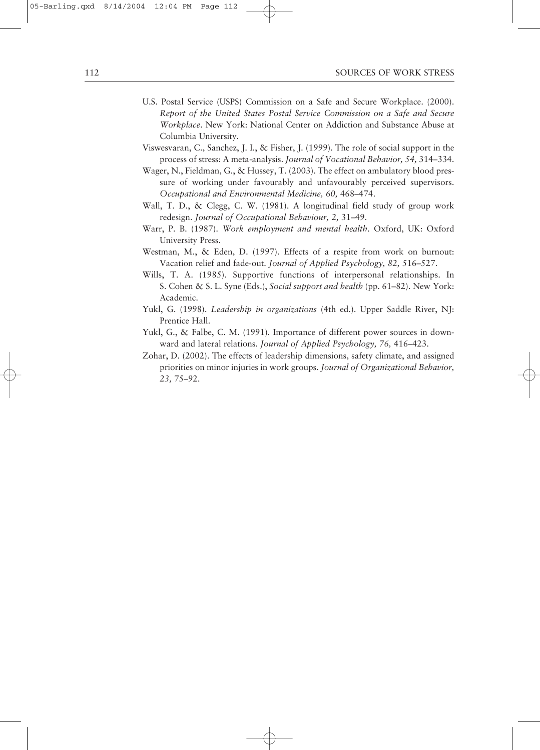U.S. Postal Service (USPS) Commission on a Safe and Secure Workplace. (2000). *Report of the United States Postal Service Commission on a Safe and Secure Workplace*. New York: National Center on Addiction and Substance Abuse at Columbia University.

Viswesvaran, C., Sanchez, J. I., & Fisher, J. (1999). The role of social support in the process of stress: A meta-analysis. *Journal of Vocational Behavior, 54,* 314–334.

Wager, N., Fieldman, G., & Hussey, T. (2003). The effect on ambulatory blood pressure of working under favourably and unfavourably perceived supervisors. *Occupational and Environmental Medicine, 60,* 468–474.

Wall, T. D., & Clegg, C. W. (1981). A longitudinal field study of group work redesign. *Journal of Occupational Behaviour, 2,* 31–49.

Warr, P. B. (1987). *Work employment and mental health*. Oxford, UK: Oxford University Press.

Westman, M., & Eden, D. (1997). Effects of a respite from work on burnout: Vacation relief and fade-out. *Journal of Applied Psychology, 82,* 516–527.

Wills, T. A. (1985). Supportive functions of interpersonal relationships. In S. Cohen & S. L. Syne (Eds.), *Social support and health* (pp. 61–82). New York: Academic.

Yukl, G. (1998). *Leadership in organizations* (4th ed.). Upper Saddle River, NJ: Prentice Hall.

Yukl, G., & Falbe, C. M. (1991). Importance of different power sources in downward and lateral relations. *Journal of Applied Psychology, 76,* 416–423.

Zohar, D. (2002). The effects of leadership dimensions, safety climate, and assigned priorities on minor injuries in work groups. *Journal of Organizational Behavior, 23,* 75–92.